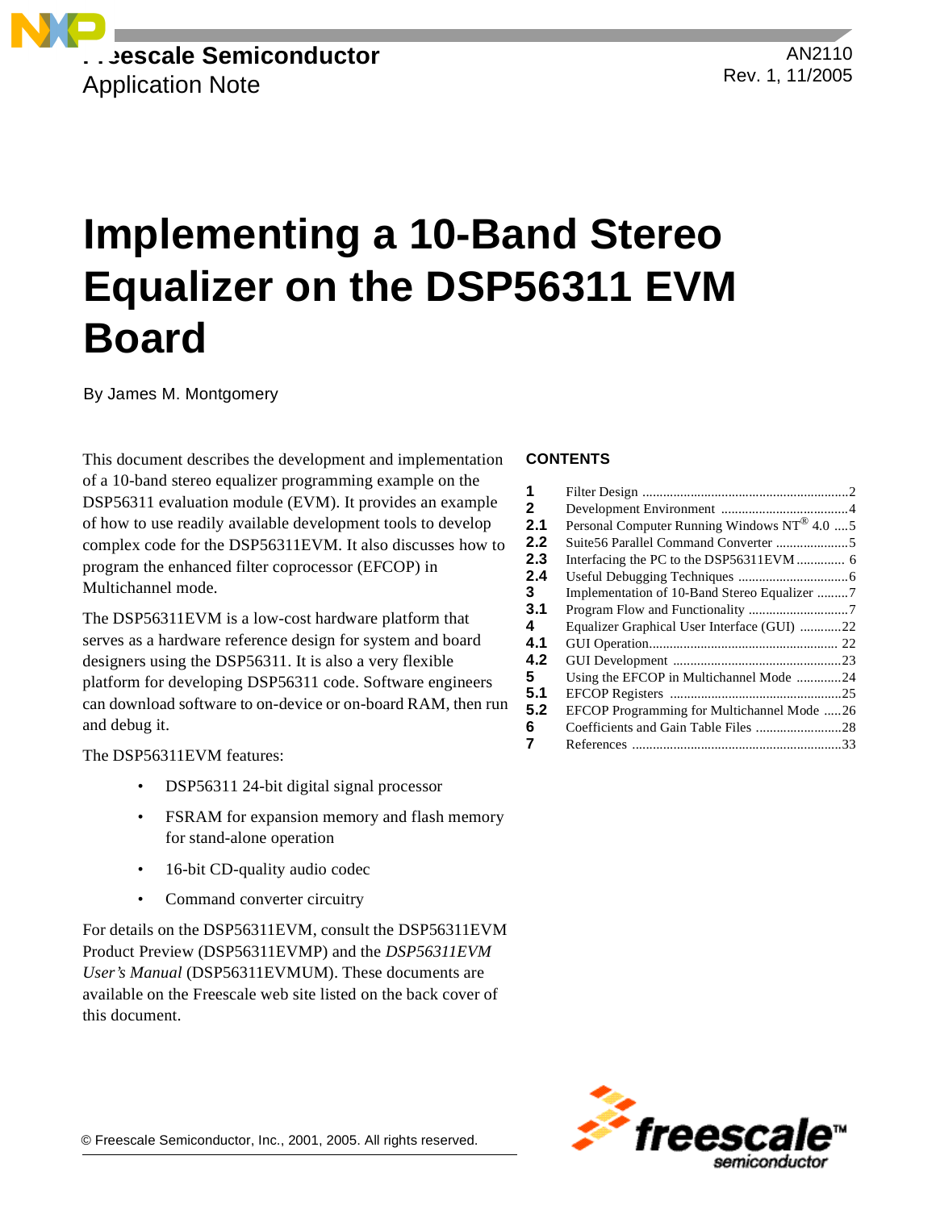Freescale Semiconductor
Application Note

AN2110
Rev. 1, 11/2005

# Implementing a 10-Band Stereo Equalizer on the DSP56311 EVM Board

By James M. Montgomery

This document describes the development and implementation of a 10-band stereo equalizer programming example on the DSP56311 evaluation module (EVM). It provides an example of how to use readily available development tools to develop complex code for the DSP56311EVM. It also discusses how to program the enhanced filter coprocessor (EFCOP) in Multichannel mode.

The DSP56311EVM is a low-cost hardware platform that serves as a hardware reference design for system and board designers using the DSP56311. It is also a very flexible platform for developing DSP56311 code. Software engineers can download software to on-device or on-board RAM, then run and debug it.

The DSP56311EVM features:

- DSP56311 24-bit digital signal processor
- FSRAM for expansion memory and flash memory for stand-alone operation
- 16-bit CD-quality audio codec
- Command converter circuitry

For details on the DSP56311EVM, consult the DSP56311EVM Product Preview (DSP56311EVMP) and the *DSP56311EVM User's Manual* (DSP56311EVMUM). These documents are available on the Freescale web site listed on the back cover of this document.

## CONTENTS

| | | |
|---|---|---|
| 1 | Filter Design | 2 |
| 2 | Development Environment | 4 |
| 2.1 | Personal Computer Running Windows NT® 4.0 | 5 |
| 2.2 | Suite56 Parallel Command Converter | 5 |
| 2.3 | Interfacing the PC to the DSP56311EVM | 6 |
| 2.4 | Useful Debugging Techniques | 6 |
| 3 | Implementation of 10-Band Stereo Equalizer | 7 |
| 3.1 | Program Flow and Functionality | 7 |
| 4 | Equalizer Graphical User Interface (GUI) | 22 |
| 4.1 | GUI Operation | 22 |
| 4.2 | GUI Development | 23 |
| 5 | Using the EFCOP in Multichannel Mode | 24 |
| 5.1 | EFCOP Registers | 25 |
| 5.2 | EFCOP Programming for Multichannel Mode | 26 |
| 6 | Coefficients and Gain Table Files | 28 |
| 7 | References | 33 |

© Freescale Semiconductor, Inc., 2001, 2005. All rights reserved.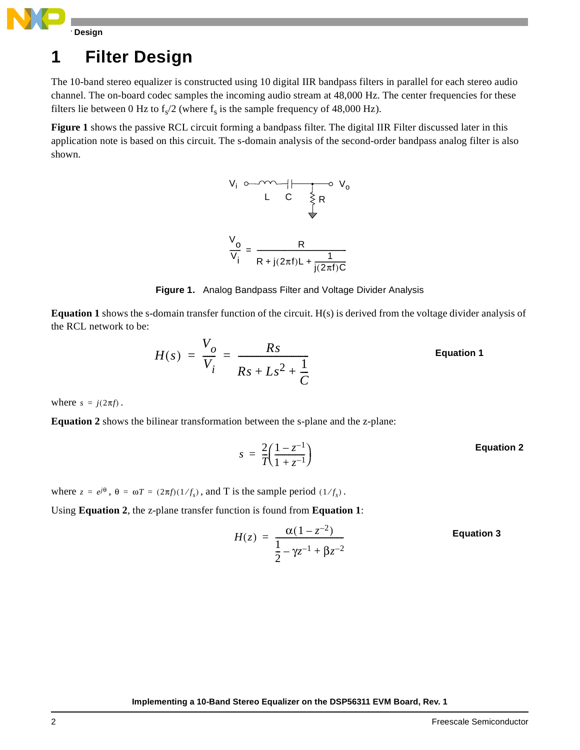# 1 Filter Design

The 10-band stereo equalizer is constructed using 10 digital IIR bandpass filters in parallel for each stereo audio channel. The on-board codec samples the incoming audio stream at 48,000 Hz. The center frequencies for these filters lie between 0 Hz to $f_s/2$ (where $f_s$ is the sample frequency of 48,000 Hz).

**Figure 1** shows the passive RCL circuit forming a bandpass filter. The digital IIR Filter discussed later in this application note is based on this circuit. The s-domain analysis of the second-order bandpass analog filter is also shown.

$$\frac{V_o}{V_i} = \frac{R}{R + j(2\pi f)L + \frac{1}{j(2\pi f)C}}$$

**Figure 1.** Analog Bandpass Filter and Voltage Divider Analysis

**Equation 1** shows the s-domain transfer function of the circuit. H(s) is derived from the voltage divider analysis of the RCL network to be:

$$H(s) = \frac{V_o}{V_i} = \frac{Rs}{Rs + Ls^2 + \frac{1}{C}} \qquad \text{Equation 1}$$

where $s = j(2\pi f)$.

**Equation 2** shows the bilinear transformation between the s-plane and the z-plane:

$$s = \frac{2}{T}\left(\frac{1 - z^{-1}}{1 + z^{-1}}\right) \qquad \text{Equation 2}$$

where $z = e^{j\theta}$, $\theta = \omega T = (2\pi f)(1/f_s)$, and T is the sample period $(1/f_s)$.

Using **Equation 2**, the z-plane transfer function is found from **Equation 1**:

$$H(z) = \frac{\alpha(1 - z^{-2})}{\frac{1}{2} - \gamma z^{-1} + \beta z^{-2}} \qquad \text{Equation 3}$$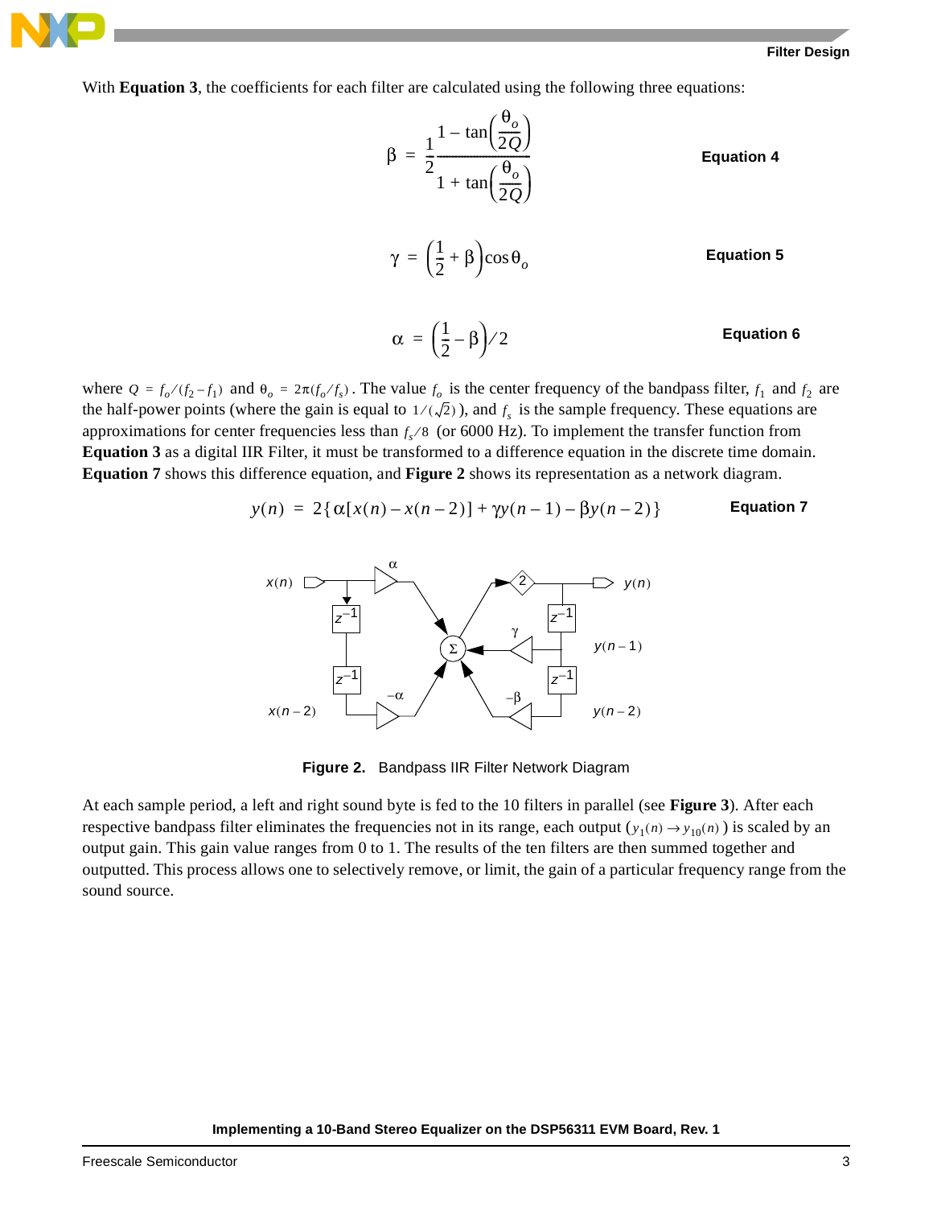With **Equation 3**, the coefficients for each filter are calculated using the following three equations:

$$\beta = \frac{1}{2}\frac{1 - \tan\left(\frac{\theta_o}{2Q}\right)}{1 + \tan\left(\frac{\theta_o}{2Q}\right)} \qquad \textbf{Equation 4}$$

$$\gamma = \left(\frac{1}{2} + \beta\right)\cos\theta_o \qquad \textbf{Equation 5}$$

$$\alpha = \left(\frac{1}{2} - \beta\right)/2 \qquad \textbf{Equation 6}$$

where $Q = f_o/(f_2 - f_1)$ and $\theta_o = 2\pi(f_o/f_s)$. The value $f_o$ is the center frequency of the bandpass filter, $f_1$ and $f_2$ are the half-power points (where the gain is equal to $1/(\sqrt{2})$), and $f_s$ is the sample frequency. These equations are approximations for center frequencies less than $f_s/8$ (or 6000 Hz). To implement the transfer function from **Equation 3** as a digital IIR Filter, it must be transformed to a difference equation in the discrete time domain. **Equation 7** shows this difference equation, and **Figure 2** shows its representation as a network diagram.

$$y(n) = 2\{\alpha[x(n) - x(n-2)] + \gamma y(n-1) - \beta y(n-2)\} \qquad \textbf{Equation 7}$$

**Figure 2.** Bandpass IIR Filter Network Diagram

At each sample period, a left and right sound byte is fed to the 10 filters in parallel (see **Figure 3**). After each respective bandpass filter eliminates the frequencies not in its range, each output ($y_1(n) \rightarrow y_{10}(n)$) is scaled by an output gain. This gain value ranges from 0 to 1. The results of the ten filters are then summed together and outputted. This process allows one to selectively remove, or limit, the gain of a particular frequency range from the sound source.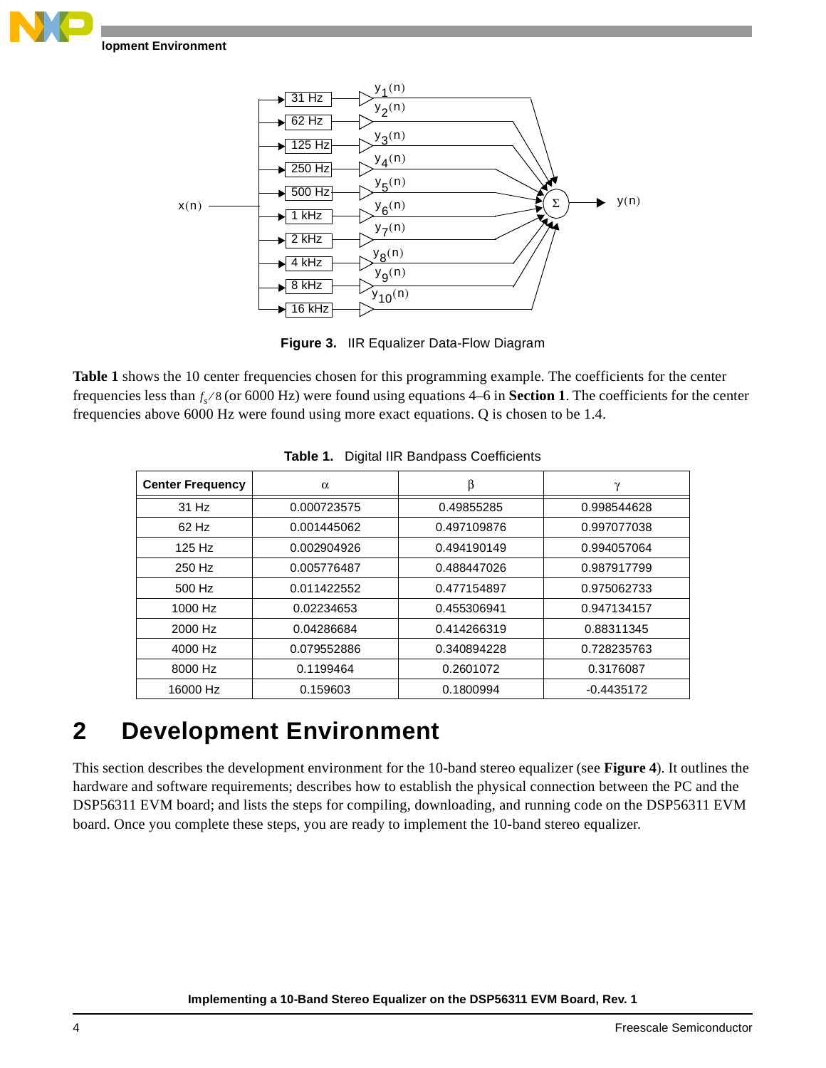Figure 3. IIR Equalizer Data-Flow Diagram

**Table 1** shows the 10 center frequencies chosen for this programming example. The coefficients for the center frequencies less than $f_s/8$ (or 6000 Hz) were found using equations 4–6 in **Section 1**. The coefficients for the center frequencies above 6000 Hz were found using more exact equations. Q is chosen to be 1.4.

**Table 1. Digital IIR Bandpass Coefficients**

| Center Frequency | α | β | γ |
|---|---|---|---|
| 31 Hz | 0.000723575 | 0.49855285 | 0.998544628 |
| 62 Hz | 0.001445062 | 0.497109876 | 0.997077038 |
| 125 Hz | 0.002904926 | 0.494190149 | 0.994057064 |
| 250 Hz | 0.005776487 | 0.488447026 | 0.987917799 |
| 500 Hz | 0.011422552 | 0.477154897 | 0.975062733 |
| 1000 Hz | 0.02234653 | 0.455306941 | 0.947134157 |
| 2000 Hz | 0.04286684 | 0.414266319 | 0.88311345 |
| 4000 Hz | 0.079552886 | 0.340894228 | 0.728235763 |
| 8000 Hz | 0.1199464 | 0.2601072 | 0.3176087 |
| 16000 Hz | 0.159603 | 0.1800994 | -0.4435172 |

# 2 Development Environment

This section describes the development environment for the 10-band stereo equalizer (see **Figure 4**). It outlines the hardware and software requirements; describes how to establish the physical connection between the PC and the DSP56311 EVM board; and lists the steps for compiling, downloading, and running code on the DSP56311 EVM board. Once you complete these steps, you are ready to implement the 10-band stereo equalizer.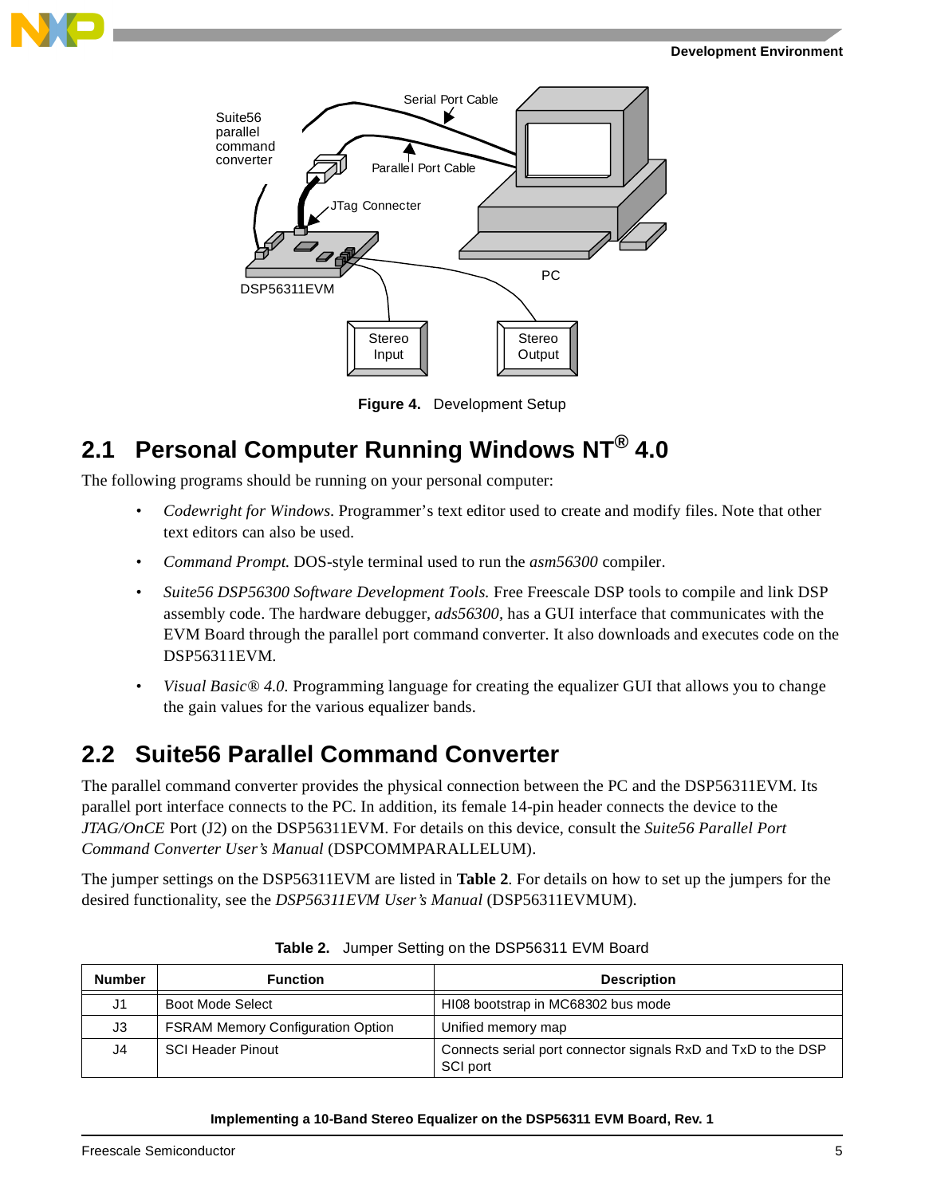Figure 4. Development Setup

## 2.1 Personal Computer Running Windows NT® 4.0

The following programs should be running on your personal computer:

- *Codewright for Windows.* Programmer's text editor used to create and modify files. Note that other text editors can also be used.
- *Command Prompt.* DOS-style terminal used to run the *asm56300* compiler.
- *Suite56 DSP56300 Software Development Tools.* Free Freescale DSP tools to compile and link DSP assembly code. The hardware debugger, *ads56300,* has a GUI interface that communicates with the EVM Board through the parallel port command converter. It also downloads and executes code on the DSP56311EVM.
- *Visual Basic® 4.0.* Programming language for creating the equalizer GUI that allows you to change the gain values for the various equalizer bands.

## 2.2 Suite56 Parallel Command Converter

The parallel command converter provides the physical connection between the PC and the DSP56311EVM. Its parallel port interface connects to the PC. In addition, its female 14-pin header connects the device to the *JTAG/OnCE* Port (J2) on the DSP56311EVM. For details on this device, consult the *Suite56 Parallel Port Command Converter User's Manual* (DSPCOMMPARALLELUM).

The jumper settings on the DSP56311EVM are listed in **Table 2**. For details on how to set up the jumpers for the desired functionality, see the *DSP56311EVM User's Manual* (DSP56311EVMUM).

**Table 2.** Jumper Setting on the DSP56311 EVM Board

| Number | Function | Description |
|---|---|---|
| J1 | Boot Mode Select | HI08 bootstrap in MC68302 bus mode |
| J3 | FSRAM Memory Configuration Option | Unified memory map |
| J4 | SCI Header Pinout | Connects serial port connector signals RxD and TxD to the DSP SCI port |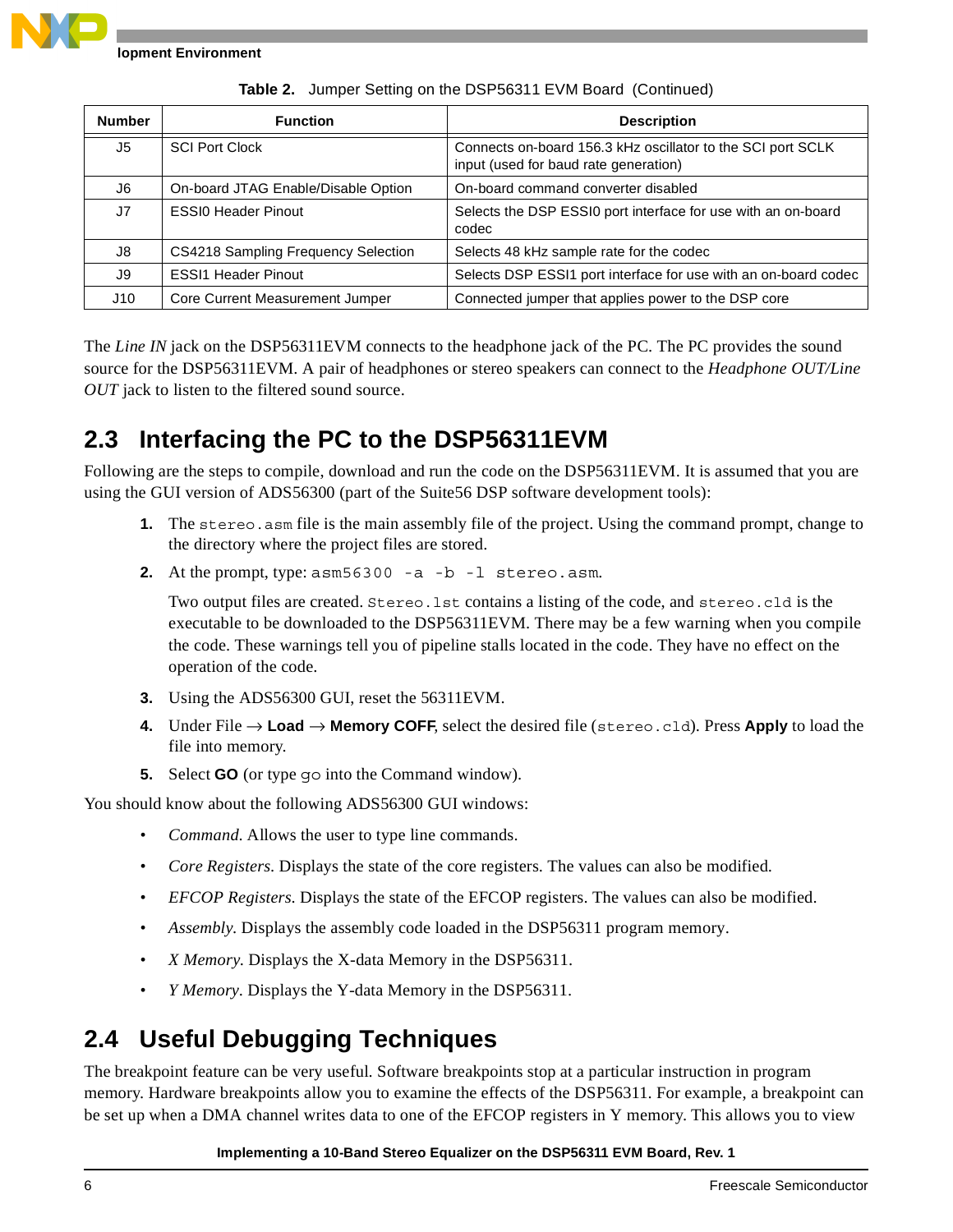**Table 2. Jumper Setting on the DSP56311 EVM Board (Continued)**

| Number | Function | Description |
|---|---|---|
| J5 | SCI Port Clock | Connects on-board 156.3 kHz oscillator to the SCI port SCLK input (used for baud rate generation) |
| J6 | On-board JTAG Enable/Disable Option | On-board command converter disabled |
| J7 | ESSI0 Header Pinout | Selects the DSP ESSI0 port interface for use with an on-board codec |
| J8 | CS4218 Sampling Frequency Selection | Selects 48 kHz sample rate for the codec |
| J9 | ESSI1 Header Pinout | Selects DSP ESSI1 port interface for use with an on-board codec |
| J10 | Core Current Measurement Jumper | Connected jumper that applies power to the DSP core |

The *Line IN* jack on the DSP56311EVM connects to the headphone jack of the PC. The PC provides the sound source for the DSP56311EVM. A pair of headphones or stereo speakers can connect to the *Headphone OUT/Line OUT* jack to listen to the filtered sound source.

## 2.3 Interfacing the PC to the DSP56311EVM

Following are the steps to compile, download and run the code on the DSP56311EVM. It is assumed that you are using the GUI version of ADS56300 (part of the Suite56 DSP software development tools):

1. The `stereo.asm` file is the main assembly file of the project. Using the command prompt, change to the directory where the project files are stored.
2. At the prompt, type: `asm56300 -a -b -l stereo.asm`.

   Two output files are created. `Stereo.lst` contains a listing of the code, and `stereo.cld` is the executable to be downloaded to the DSP56311EVM. There may be a few warning when you compile the code. These warnings tell you of pipeline stalls located in the code. They have no effect on the operation of the code.
3. Using the ADS56300 GUI, reset the 56311EVM.
4. Under File → **Load** → **Memory COFF**, select the desired file (`stereo.cld`). Press **Apply** to load the file into memory.
5. Select **GO** (or type `go` into the Command window).

You should know about the following ADS56300 GUI windows:

- *Command*. Allows the user to type line commands.
- *Core Registers*. Displays the state of the core registers. The values can also be modified.
- *EFCOP Registers*. Displays the state of the EFCOP registers. The values can also be modified.
- *Assembly*. Displays the assembly code loaded in the DSP56311 program memory.
- *X Memory*. Displays the X-data Memory in the DSP56311.
- *Y Memory*. Displays the Y-data Memory in the DSP56311.

## 2.4 Useful Debugging Techniques

The breakpoint feature can be very useful. Software breakpoints stop at a particular instruction in program memory. Hardware breakpoints allow you to examine the effects of the DSP56311. For example, a breakpoint can be set up when a DMA channel writes data to one of the EFCOP registers in Y memory. This allows you to view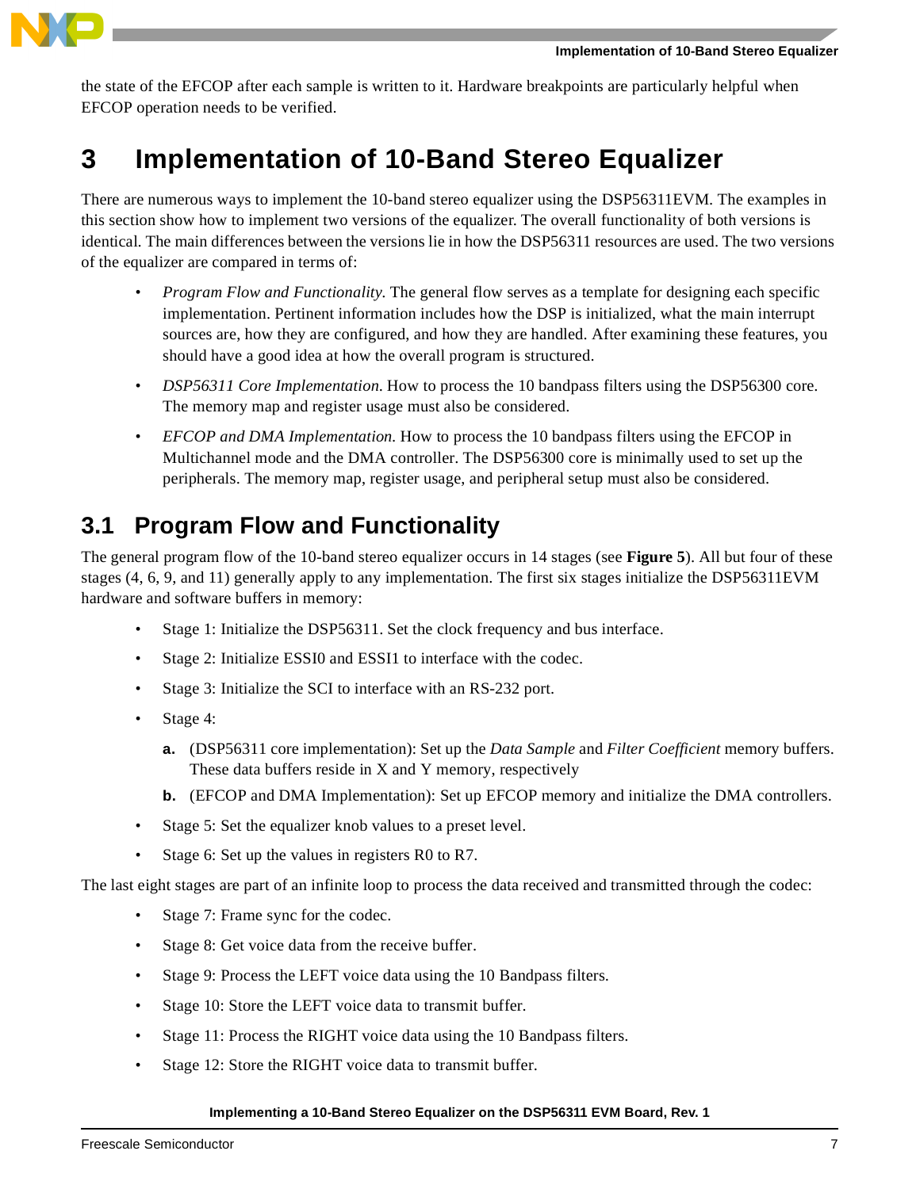the state of the EFCOP after each sample is written to it. Hardware breakpoints are particularly helpful when EFCOP operation needs to be verified.

# 3 Implementation of 10-Band Stereo Equalizer

There are numerous ways to implement the 10-band stereo equalizer using the DSP56311EVM. The examples in this section show how to implement two versions of the equalizer. The overall functionality of both versions is identical. The main differences between the versions lie in how the DSP56311 resources are used. The two versions of the equalizer are compared in terms of:

- *Program Flow and Functionality.* The general flow serves as a template for designing each specific implementation. Pertinent information includes how the DSP is initialized, what the main interrupt sources are, how they are configured, and how they are handled. After examining these features, you should have a good idea at how the overall program is structured.
- *DSP56311 Core Implementation.* How to process the 10 bandpass filters using the DSP56300 core. The memory map and register usage must also be considered.
- *EFCOP and DMA Implementation.* How to process the 10 bandpass filters using the EFCOP in Multichannel mode and the DMA controller. The DSP56300 core is minimally used to set up the peripherals. The memory map, register usage, and peripheral setup must also be considered.

## 3.1 Program Flow and Functionality

The general program flow of the 10-band stereo equalizer occurs in 14 stages (see **Figure 5**). All but four of these stages (4, 6, 9, and 11) generally apply to any implementation. The first six stages initialize the DSP56311EVM hardware and software buffers in memory:

- Stage 1: Initialize the DSP56311. Set the clock frequency and bus interface.
- Stage 2: Initialize ESSI0 and ESSI1 to interface with the codec.
- Stage 3: Initialize the SCI to interface with an RS-232 port.
- Stage 4:
  - **a.** (DSP56311 core implementation): Set up the *Data Sample* and *Filter Coefficient* memory buffers. These data buffers reside in X and Y memory, respectively
  - **b.** (EFCOP and DMA Implementation): Set up EFCOP memory and initialize the DMA controllers.
- Stage 5: Set the equalizer knob values to a preset level.
- Stage 6: Set up the values in registers R0 to R7.

The last eight stages are part of an infinite loop to process the data received and transmitted through the codec:

- Stage 7: Frame sync for the codec.
- Stage 8: Get voice data from the receive buffer.
- Stage 9: Process the LEFT voice data using the 10 Bandpass filters.
- Stage 10: Store the LEFT voice data to transmit buffer.
- Stage 11: Process the RIGHT voice data using the 10 Bandpass filters.
- Stage 12: Store the RIGHT voice data to transmit buffer.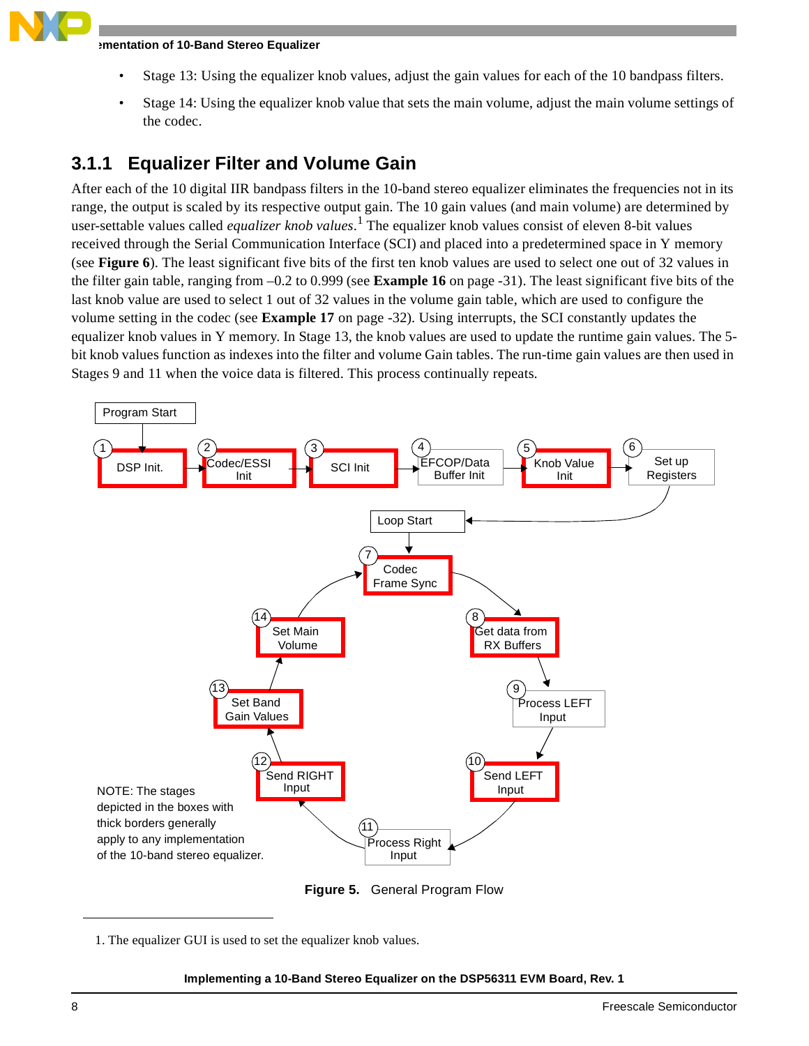- Stage 13: Using the equalizer knob values, adjust the gain values for each of the 10 bandpass filters.
- Stage 14: Using the equalizer knob value that sets the main volume, adjust the main volume settings of the codec.

### 3.1.1 Equalizer Filter and Volume Gain

After each of the 10 digital IIR bandpass filters in the 10-band stereo equalizer eliminates the frequencies not in its range, the output is scaled by its respective output gain. The 10 gain values (and main volume) are determined by user-settable values called *equalizer knob values*.[1] The equalizer knob values consist of eleven 8-bit values received through the Serial Communication Interface (SCI) and placed into a predetermined space in Y memory (see **Figure 6**). The least significant five bits of the first ten knob values are used to select one out of 32 values in the filter gain table, ranging from –0.2 to 0.999 (see **Example 16** on page -31). The least significant five bits of the last knob value are used to select 1 out of 32 values in the volume gain table, which are used to configure the volume setting in the codec (see **Example 17** on page -32). Using interrupts, the SCI constantly updates the equalizer knob values in Y memory. In Stage 13, the knob values are used to update the runtime gain values. The 5-bit knob values function as indexes into the filter and volume Gain tables. The run-time gain values are then used in Stages 9 and 11 when the voice data is filtered. This process continually repeats.

Program Start → 1 DSP Init. → 2 Codec/ESSI Init → 3 SCI Init → 4 EFCOP/Data Buffer Init → 5 Knob Value Init → 6 Set up Registers → Loop Start → 7 Codec Frame Sync → 8 Get data from RX Buffers → 9 Process LEFT Input → 10 Send LEFT Input → 11 Process Right Input → 12 Send RIGHT Input → 13 Set Band Gain Values → 14 Set Main Volume → 7 Codec Frame Sync

NOTE: The stages depicted in the boxes with thick borders generally apply to any implementation of the 10-band stereo equalizer.

**Figure 5.** General Program Flow

1. The equalizer GUI is used to set the equalizer knob values.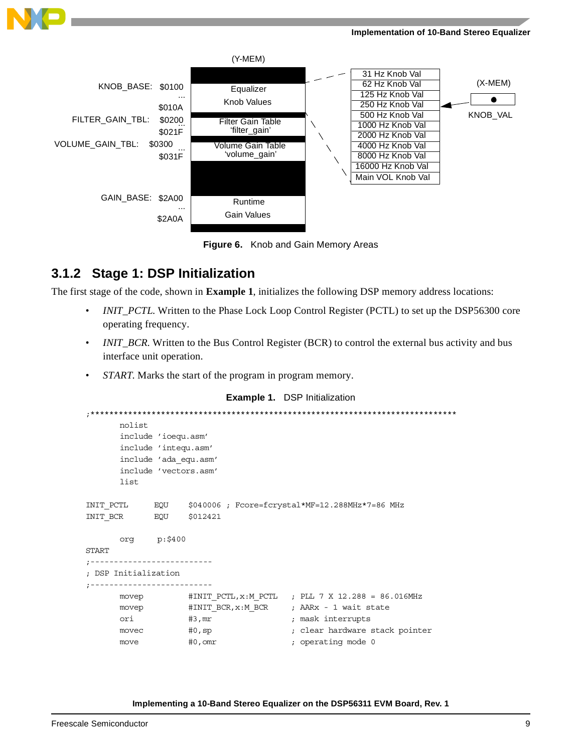(Y-MEM)

KNOB_BASE: $0100 ... $010A — Equalizer Knob Values

FILTER_GAIN_TBL: $0200 ... $021F — Filter Gain Table 'filter_gain'

VOLUME_GAIN_TBL: $0300 ... $031F — Volume Gain Table 'volume_gain'

GAIN_BASE: $2A00 ... $2A0A — Runtime Gain Values

| Equalizer Knob Values |
|---|
| 31 Hz Knob Val |
| 62 Hz Knob Val |
| 125 Hz Knob Val |
| 250 Hz Knob Val |
| 500 Hz Knob Val |
| 1000 Hz Knob Val |
| 2000 Hz Knob Val |
| 4000 Hz Knob Val |
| 8000 Hz Knob Val |
| 16000 Hz Knob Val |
| Main VOL Knob Val |

(X-MEM) KNOB_VAL

**Figure 6.** Knob and Gain Memory Areas

### 3.1.2 Stage 1: DSP Initialization

The first stage of the code, shown in **Example 1**, initializes the following DSP memory address locations:

- *INIT_PCTL.* Written to the Phase Lock Loop Control Register (PCTL) to set up the DSP56300 core operating frequency.
- *INIT_BCR.* Written to the Bus Control Register (BCR) to control the external bus activity and bus interface unit operation.
- *START.* Marks the start of the program in program memory.

**Example 1.** DSP Initialization

```
;*********************************************************************************
       nolist
       include 'ioequ.asm'
       include 'intequ.asm'
       include 'ada_equ.asm'
       include 'vectors.asm'
       list

INIT_PCTL      EQU      $040006 ; Fcore=fcrystal*MF=12.288MHz*7=86 MHz
INIT_BCR       EQU      $012421

       org      p:$400
START
;--------------------------
; DSP Initialization
;--------------------------
       movep          #INIT_PCTL,x:M_PCTL    ; PLL 7 X 12.288 = 86.016MHz
       movep          #INIT_BCR,x:M_BCR      ; AARx - 1 wait state
       ori            #3,mr                  ; mask interrupts
       movec          #0,sp                  ; clear hardware stack pointer
       move           #0,omr                 ; operating mode 0
```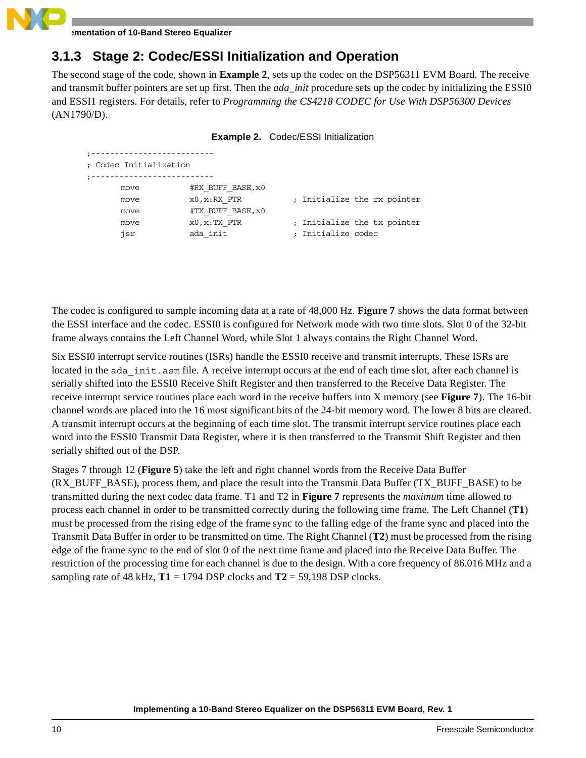### 3.1.3 Stage 2: Codec/ESSI Initialization and Operation

The second stage of the code, shown in **Example 2**, sets up the codec on the DSP56311 EVM Board. The receive and transmit buffer pointers are set up first. Then the *ada_init* procedure sets up the codec by initializing the ESSI0 and ESSI1 registers. For details, refer to *Programming the CS4218 CODEC for Use With DSP56300 Devices* (AN1790/D).

**Example 2.** Codec/ESSI Initialization

```
;-------------------------
; Codec Initialization
;-------------------------
        move        #RX_BUFF_BASE,x0
        move        x0,x:RX_PTR         ; Initialize the rx pointer
        move        #TX_BUFF_BASE,x0
        move        x0,x:TX_PTR         ; Initialize the tx pointer
        jsr         ada_init            ; Initialize codec
```

The codec is configured to sample incoming data at a rate of 48,000 Hz. **Figure 7** shows the data format between the ESSI interface and the codec. ESSI0 is configured for Network mode with two time slots. Slot 0 of the 32-bit frame always contains the Left Channel Word, while Slot 1 always contains the Right Channel Word.

Six ESSI0 interrupt service routines (ISRs) handle the ESSI0 receive and transmit interrupts. These ISRs are located in the `ada_init.asm` file. A receive interrupt occurs at the end of each time slot, after each channel is serially shifted into the ESSI0 Receive Shift Register and then transferred to the Receive Data Register. The receive interrupt service routines place each word in the receive buffers into X memory (see **Figure 7**). The 16-bit channel words are placed into the 16 most significant bits of the 24-bit memory word. The lower 8 bits are cleared. A transmit interrupt occurs at the beginning of each time slot. The transmit interrupt service routines place each word into the ESSI0 Transmit Data Register, where it is then transferred to the Transmit Shift Register and then serially shifted out of the DSP.

Stages 7 through 12 (**Figure 5**) take the left and right channel words from the Receive Data Buffer (RX_BUFF_BASE), process them, and place the result into the Transmit Data Buffer (TX_BUFF_BASE) to be transmitted during the next codec data frame. T1 and T2 in **Figure 7** represents the *maximum* time allowed to process each channel in order to be transmitted correctly during the following time frame. The Left Channel (**T1**) must be processed from the rising edge of the frame sync to the falling edge of the frame sync and placed into the Transmit Data Buffer in order to be transmitted on time. The Right Channel (**T2**) must be processed from the rising edge of the frame sync to the end of slot 0 of the next time frame and placed into the Receive Data Buffer. The restriction of the processing time for each channel is due to the design. With a core frequency of 86.016 MHz and a sampling rate of 48 kHz, **T1** = 1794 DSP clocks and **T2** = 59,198 DSP clocks.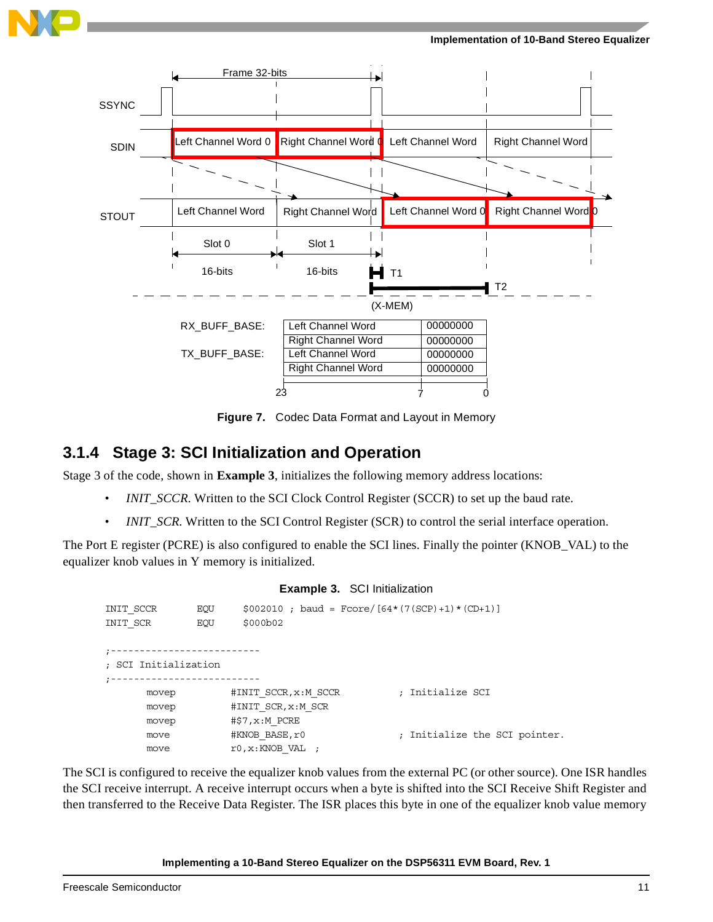Frame 32-bits

SSYNC

SDIN: Left Channel Word 0 | Right Channel Word 0 | Left Channel Word | Right Channel Word

STOUT: Left Channel Word | Right Channel Word | Left Channel Word 0 | Right Channel Word 0

Slot 0 — 16-bits; Slot 1 — 16-bits; T1; T2

(X-MEM)

| | | |
|---|---|---|
| RX_BUFF_BASE: | Left Channel Word | 00000000 |
| | Right Channel Word | 00000000 |
| TX_BUFF_BASE: | Left Channel Word | 00000000 |
| | Right Channel Word | 00000000 |
| | 23 | 7 0 |

**Figure 7.** Codec Data Format and Layout in Memory

### 3.1.4 Stage 3: SCI Initialization and Operation

Stage 3 of the code, shown in **Example 3**, initializes the following memory address locations:

- *INIT_SCCR*. Written to the SCI Clock Control Register (SCCR) to set up the baud rate.
- *INIT_SCR*. Written to the SCI Control Register (SCR) to control the serial interface operation.

The Port E register (PCRE) is also configured to enable the SCI lines. Finally the pointer (KNOB_VAL) to the equalizer knob values in Y memory is initialized.

**Example 3.** SCI Initialization

```
INIT_SCCR      EQU      $002010 ; baud = Fcore/[64*(7(SCP)+1)*(CD+1)]
INIT_SCR       EQU      $000b02

;--------------------------
; SCI Initialization
;--------------------------
        movep       #INIT_SCCR,x:M_SCCR         ; Initialize SCI
        movep       #INIT_SCR,x:M_SCR
        movep       #$7,x:M_PCRE
        move        #KNOB_BASE,r0               ; Initialize the SCI pointer.
        move        r0,x:KNOB_VAL  ;
```

The SCI is configured to receive the equalizer knob values from the external PC (or other source). One ISR handles the SCI receive interrupt. A receive interrupt occurs when a byte is shifted into the SCI Receive Shift Register and then transferred to the Receive Data Register. The ISR places this byte in one of the equalizer knob value memory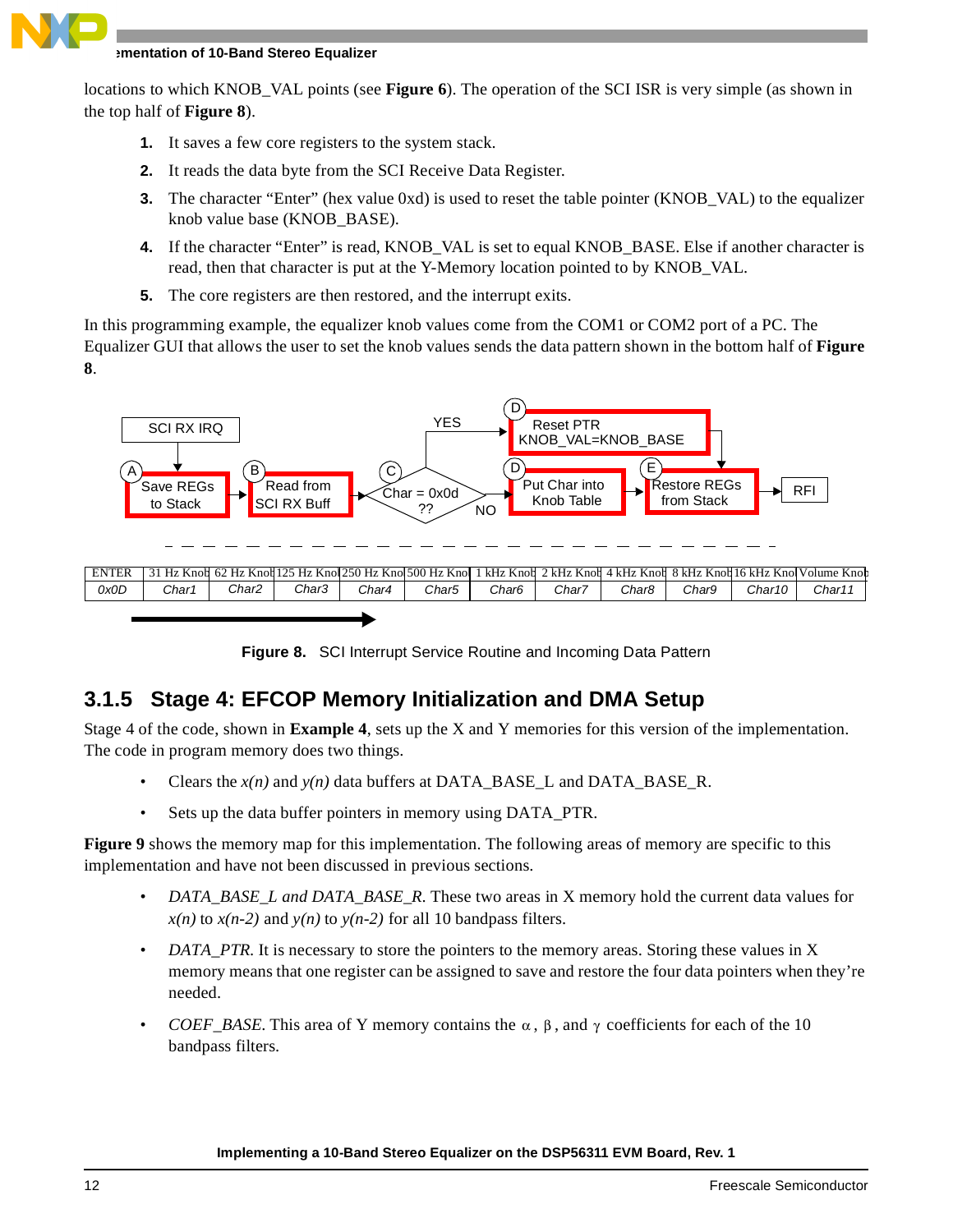locations to which KNOB_VAL points (see **Figure 6**). The operation of the SCI ISR is very simple (as shown in the top half of **Figure 8**).

1. It saves a few core registers to the system stack.
2. It reads the data byte from the SCI Receive Data Register.
3. The character "Enter" (hex value 0xd) is used to reset the table pointer (KNOB_VAL) to the equalizer knob value base (KNOB_BASE).
4. If the character "Enter" is read, KNOB_VAL is set to equal KNOB_BASE. Else if another character is read, then that character is put at the Y-Memory location pointed to by KNOB_VAL.
5. The core registers are then restored, and the interrupt exits.

In this programming example, the equalizer knob values come from the COM1 or COM2 port of a PC. The Equalizer GUI that allows the user to set the knob values sends the data pattern shown in the bottom half of **Figure 8**.

SCI RX IRQ → (A) Save REGs to Stack → (B) Read from SCI RX Buff → (C) Char = 0x0d ?? — YES → (D) Reset PTR KNOB_VAL=KNOB_BASE → (E) Restore REGs from Stack → RFI; NO → (D) Put Char into Knob Table → (E) Restore REGs from Stack → RFI

| ENTER | 31 Hz Knob | 62 Hz Knob | 125 Hz Knob | 250 Hz Knob | 500 Hz Knob | 1 kHz Knob | 2 kHz Knob | 4 kHz Knob | 8 kHz Knob | 16 kHz Knob | Volume Knob |
|---|---|---|---|---|---|---|---|---|---|---|---|
| 0x0D | Char1 | Char2 | Char3 | Char4 | Char5 | Char6 | Char7 | Char8 | Char9 | Char10 | Char11 |

**Figure 8.** SCI Interrupt Service Routine and Incoming Data Pattern

## 3.1.5 Stage 4: EFCOP Memory Initialization and DMA Setup

Stage 4 of the code, shown in **Example 4**, sets up the X and Y memories for this version of the implementation. The code in program memory does two things.

- Clears the *x(n)* and *y(n)* data buffers at DATA_BASE_L and DATA_BASE_R.
- Sets up the data buffer pointers in memory using DATA_PTR.

**Figure 9** shows the memory map for this implementation. The following areas of memory are specific to this implementation and have not been discussed in previous sections.

- *DATA_BASE_L and DATA_BASE_R*. These two areas in X memory hold the current data values for *x(n)* to *x(n-2)* and *y(n)* to *y(n-2)* for all 10 bandpass filters.
- *DATA_PTR*. It is necessary to store the pointers to the memory areas. Storing these values in X memory means that one register can be assigned to save and restore the four data pointers when they're needed.
- *COEF_BASE*. This area of Y memory contains the $\alpha$, $\beta$, and $\gamma$ coefficients for each of the 10 bandpass filters.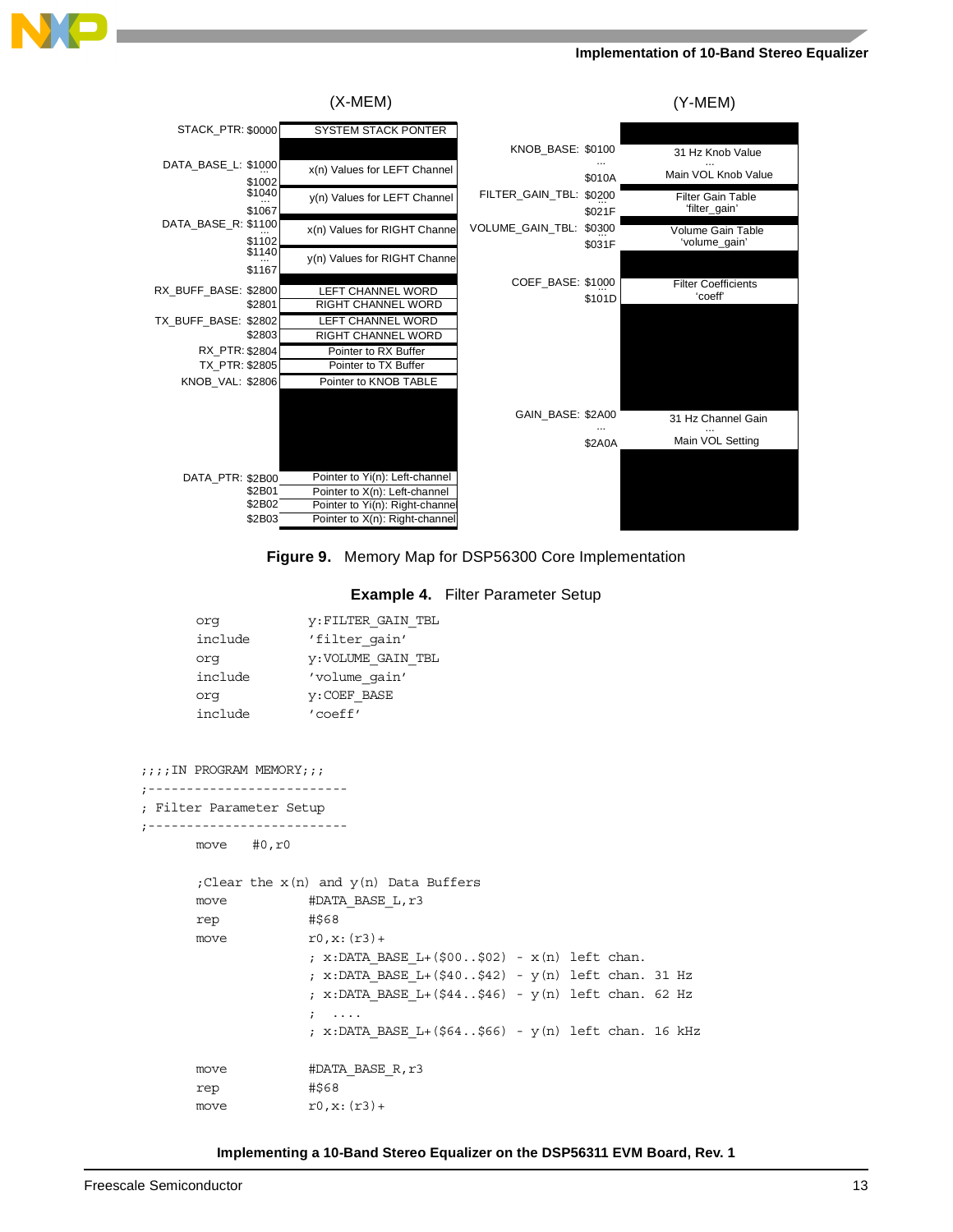| (X-MEM) Address | Contents |
|---|---|
| STACK_PTR: $0000 | SYSTEM STACK PONTER |
| DATA_BASE_L: $1000 ... $1002 | x(n) Values for LEFT Channel |
| $1040 ... $1067 | y(n) Values for LEFT Channel |
| DATA_BASE_R: $1100 ... $1102 | x(n) Values for RIGHT Channe |
| $1140 ... $1167 | y(n) Values for RIGHT Channe |
| RX_BUFF_BASE: $2800 | LEFT CHANNEL WORD |
| $2801 | RIGHT CHANNEL WORD |
| TX_BUFF_BASE: $2802 | LEFT CHANNEL WORD |
| $2803 | RIGHT CHANNEL WORD |
| RX_PTR: $2804 | Pointer to RX Buffer |
| TX_PTR: $2805 | Pointer to TX Buffer |
| KNOB_VAL: $2806 | Pointer to KNOB TABLE |
| DATA_PTR: $2B00 | Pointer to Yi(n): Left-channel |
| $2B01 | Pointer to X(n): Left-channel |
| $2B02 | Pointer to Yi(n): Right-channel |
| $2B03 | Pointer to X(n): Right-channel |

| (Y-MEM) Address | Contents |
|---|---|
| KNOB_BASE: $0100 ... $010A | 31 Hz Knob Value ... Main VOL Knob Value |
| FILTER_GAIN_TBL: $0200 ... $021F | Filter Gain Table 'filter_gain' |
| VOLUME_GAIN_TBL: $0300 ... $031F | Volume Gain Table 'volume_gain' |
| COEF_BASE: $1000 ... $101D | Filter Coefficients 'coeff' |
| GAIN_BASE: $2A00 ... $2A0A | 31 Hz Channel Gain ... Main VOL Setting |

**Figure 9.** Memory Map for DSP56300 Core Implementation

**Example 4.** Filter Parameter Setup

```
        org             y:FILTER_GAIN_TBL
        include         'filter_gain'
        org             y:VOLUME_GAIN_TBL
        include         'volume_gain'
        org             y:COEF_BASE
        include         'coeff'


;;;;IN PROGRAM MEMORY;;;
;--------------------------
; Filter Parameter Setup
;--------------------------
        move    #0,r0

        ;Clear the x(n) and y(n) Data Buffers
        move            #DATA_BASE_L,r3
        rep             #$68
        move            r0,x:(r3)+
                        ; x:DATA_BASE_L+($00..$02) - x(n) left chan.
                        ; x:DATA_BASE_L+($40..$42) - y(n) left chan. 31 Hz
                        ; x:DATA_BASE_L+($44..$46) - y(n) left chan. 62 Hz
                        ;  ....
                        ; x:DATA_BASE_L+($64..$66) - y(n) left chan. 16 kHz

        move            #DATA_BASE_R,r3
        rep             #$68
        move            r0,x:(r3)+
```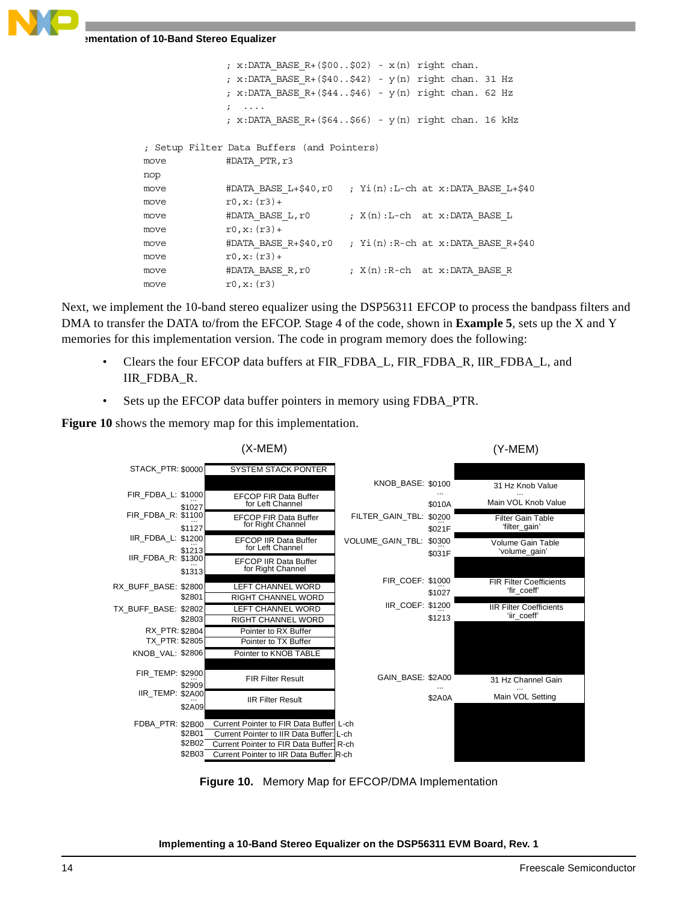```
                  ; x:DATA_BASE_R+($00..$02) - x(n) right chan.
                  ; x:DATA_BASE_R+($40..$42) - y(n) right chan. 31 Hz
                  ; x:DATA_BASE_R+($44..$46) - y(n) right chan. 62 Hz
                  ;  ....
                  ; x:DATA_BASE_R+($64..$66) - y(n) right chan. 16 kHz

; Setup Filter Data Buffers (and Pointers)
move        #DATA_PTR,r3
nop
move        #DATA_BASE_L+$40,r0    ; Yi(n):L-ch at x:DATA_BASE_L+$40
move        r0,x:(r3)+
move        #DATA_BASE_L,r0        ; X(n):L-ch  at x:DATA_BASE_L
move        r0,x:(r3)+
move        #DATA_BASE_R+$40,r0    ; Yi(n):R-ch at x:DATA_BASE_R+$40
move        r0,x:(r3)+
move        #DATA_BASE_R,r0        ; X(n):R-ch  at x:DATA_BASE_R
move        r0,x:(r3)
```

Next, we implement the 10-band stereo equalizer using the DSP56311 EFCOP to process the bandpass filters and DMA to transfer the DATA to/from the EFCOP. Stage 4 of the code, shown in **Example 5**, sets up the X and Y memories for this implementation version. The code in program memory does the following:

- Clears the four EFCOP data buffers at FIR_FDBA_L, FIR_FDBA_R, IIR_FDBA_L, and IIR_FDBA_R.
- Sets up the EFCOP data buffer pointers in memory using FDBA_PTR.

**Figure 10** shows the memory map for this implementation.

**(X-MEM)**

| Label | Address | Contents |
|---|---|---|
| STACK_PTR: | $0000 | SYSTEM STACK PONTER |
| FIR_FDBA_L: | $1000 ... $1027 | EFCOP FIR Data Buffer for Left Channel |
| FIR_FDBA_R: | $1100 ... $1127 | EFCOP FIR Data Buffer for Right Channel |
| IIR_FDBA_L: | $1200 ... $1213 | EFCOP IIR Data Buffer for Left Channel |
| IIR_FDBA_R: | $1300 ... $1313 | EFCOP IIR Data Buffer for Right Channel |
| RX_BUFF_BASE: | $2800 | LEFT CHANNEL WORD |
| | $2801 | RIGHT CHANNEL WORD |
| TX_BUFF_BASE: | $2802 | LEFT CHANNEL WORD |
| | $2803 | RIGHT CHANNEL WORD |
| RX_PTR: | $2804 | Pointer to RX Buffer |
| TX_PTR: | $2805 | Pointer to TX Buffer |
| KNOB_VAL: | $2806 | Pointer to KNOB TABLE |
| FIR_TEMP: | $2900 ... $2909 | FIR Filter Result |
| IIR_TEMP: | $2A00 ... $2A09 | IIR Filter Result |
| FDBA_PTR: | $2B00 | Current Pointer to FIR Data Buffer: L-ch |
| | $2B01 | Current Pointer to IIR Data Buffer: L-ch |
| | $2B02 | Current Pointer to FIR Data Buffer: R-ch |
| | $2B03 | Current Pointer to IIR Data Buffer: R-ch |

**(Y-MEM)**

| Label | Address | Contents |
|---|---|---|
| KNOB_BASE: | $0100 ... $010A | 31 Hz Knob Value ... Main VOL Knob Value |
| FILTER_GAIN_TBL: | $0200 ... $021F | Filter Gain Table 'filter_gain' |
| VOLUME_GAIN_TBL: | $0300 ... $031F | Volume Gain Table 'volume_gain' |
| FIR_COEF: | $1000 ... $1027 | FIR Filter Coefficients 'fir_coeff' |
| IIR_COEF: | $1200 ... $1213 | IIR Filter Coefficients 'iir_coeff' |
| GAIN_BASE: | $2A00 ... $2A0A | 31 Hz Channel Gain ... Main VOL Setting |

**Figure 10.** Memory Map for EFCOP/DMA Implementation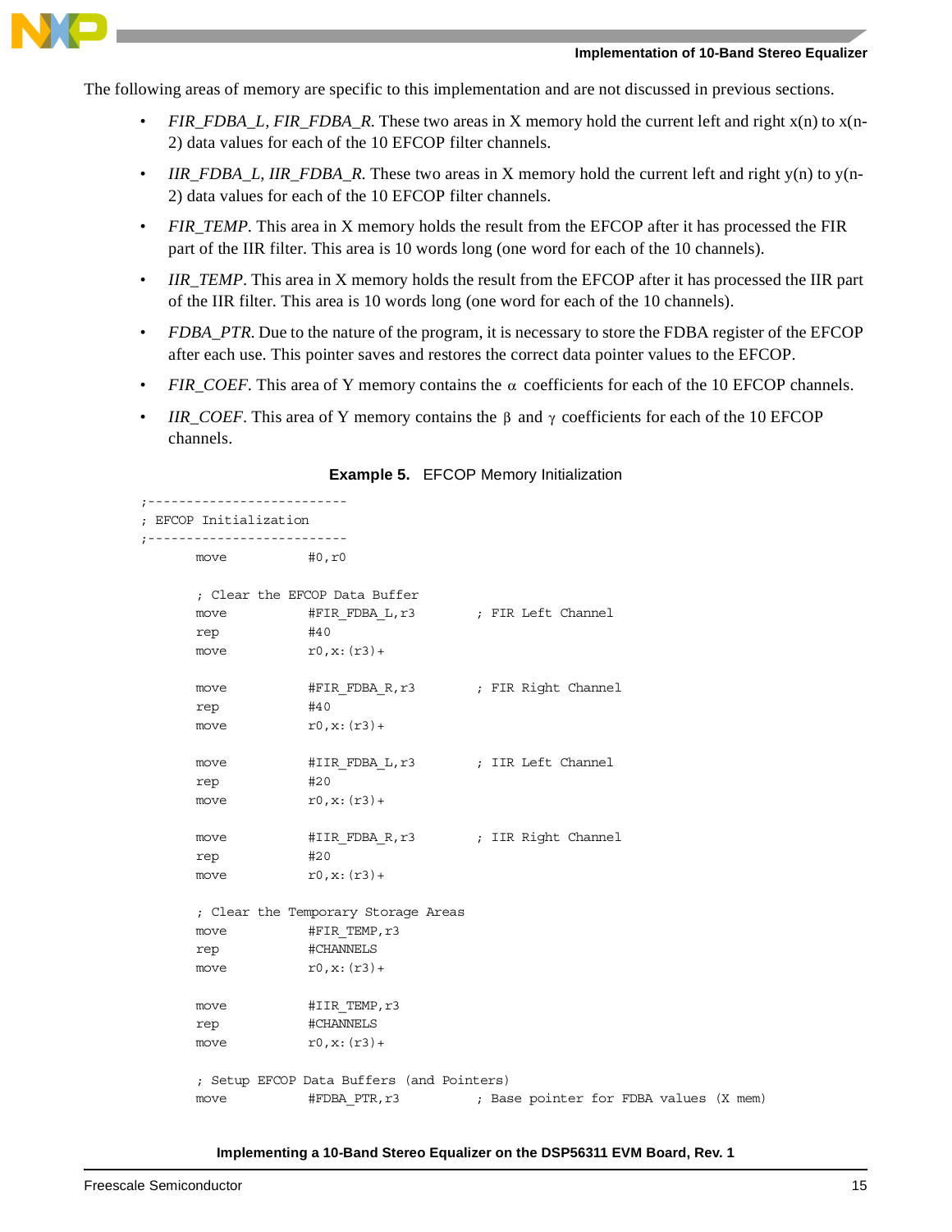The following areas of memory are specific to this implementation and are not discussed in previous sections.

- *FIR_FDBA_L*, *FIR_FDBA_R*. These two areas in X memory hold the current left and right x(n) to x(n-2) data values for each of the 10 EFCOP filter channels.
- *IIR_FDBA_L*, *IIR_FDBA_R*. These two areas in X memory hold the current left and right y(n) to y(n-2) data values for each of the 10 EFCOP filter channels.
- *FIR_TEMP*. This area in X memory holds the result from the EFCOP after it has processed the FIR part of the IIR filter. This area is 10 words long (one word for each of the 10 channels).
- *IIR_TEMP*. This area in X memory holds the result from the EFCOP after it has processed the IIR part of the IIR filter. This area is 10 words long (one word for each of the 10 channels).
- *FDBA_PTR*. Due to the nature of the program, it is necessary to store the FDBA register of the EFCOP after each use. This pointer saves and restores the correct data pointer values to the EFCOP.
- *FIR_COEF*. This area of Y memory contains the $\alpha$ coefficients for each of the 10 EFCOP channels.
- *IIR_COEF*. This area of Y memory contains the $\beta$ and $\gamma$ coefficients for each of the 10 EFCOP channels.

**Example 5.** EFCOP Memory Initialization

```
;--------------------------
; EFCOP Initialization
;--------------------------
        move        #0,r0

        ; Clear the EFCOP Data Buffer
        move        #FIR_FDBA_L,r3       ; FIR Left Channel
        rep         #40
        move        r0,x:(r3)+

        move        #FIR_FDBA_R,r3       ; FIR Right Channel
        rep         #40
        move        r0,x:(r3)+

        move        #IIR_FDBA_L,r3       ; IIR Left Channel
        rep         #20
        move        r0,x:(r3)+

        move        #IIR_FDBA_R,r3       ; IIR Right Channel
        rep         #20
        move        r0,x:(r3)+

        ; Clear the Temporary Storage Areas
        move        #FIR_TEMP,r3
        rep         #CHANNELS
        move        r0,x:(r3)+

        move        #IIR_TEMP,r3
        rep         #CHANNELS
        move        r0,x:(r3)+

        ; Setup EFCOP Data Buffers (and Pointers)
        move        #FDBA_PTR,r3         ; Base pointer for FDBA values (X mem)
```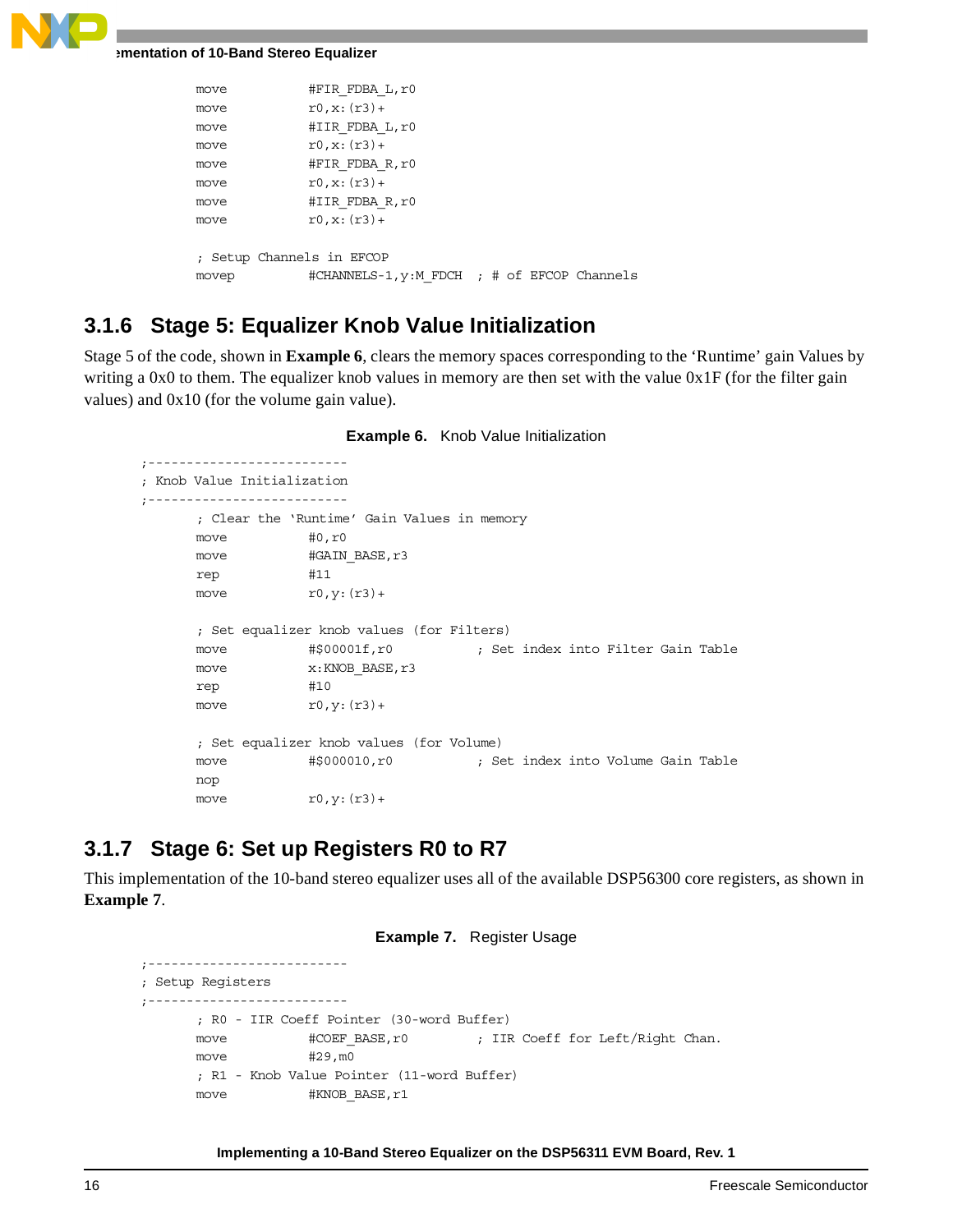```
        move            #FIR_FDBA_L,r0
        move            r0,x:(r3)+
        move            #IIR_FDBA_L,r0
        move            r0,x:(r3)+
        move            #FIR_FDBA_R,r0
        move            r0,x:(r3)+
        move            #IIR_FDBA_R,r0
        move            r0,x:(r3)+

        ; Setup Channels in EFCOP
        movep           #CHANNELS-1,y:M_FDCH  ; # of EFCOP Channels
```

### 3.1.6 Stage 5: Equalizer Knob Value Initialization

Stage 5 of the code, shown in **Example 6**, clears the memory spaces corresponding to the 'Runtime' gain Values by writing a 0x0 to them. The equalizer knob values in memory are then set with the value 0x1F (for the filter gain values) and 0x10 (for the volume gain value).

**Example 6.** Knob Value Initialization

```
;--------------------------
; Knob Value Initialization
;--------------------------
        ; Clear the 'Runtime' Gain Values in memory
        move            #0,r0
        move            #GAIN_BASE,r3
        rep             #11
        move            r0,y:(r3)+

        ; Set equalizer knob values (for Filters)
        move            #$00001f,r0           ; Set index into Filter Gain Table
        move            x:KNOB_BASE,r3
        rep             #10
        move            r0,y:(r3)+

        ; Set equalizer knob values (for Volume)
        move            #$000010,r0           ; Set index into Volume Gain Table
        nop
        move            r0,y:(r3)+
```

### 3.1.7 Stage 6: Set up Registers R0 to R7

This implementation of the 10-band stereo equalizer uses all of the available DSP56300 core registers, as shown in **Example 7**.

**Example 7.** Register Usage

```
;--------------------------
; Setup Registers
;--------------------------
        ; R0 - IIR Coeff Pointer (30-word Buffer)
        move            #COEF_BASE,r0         ; IIR Coeff for Left/Right Chan.
        move            #29,m0
        ; R1 - Knob Value Pointer (11-word Buffer)
        move            #KNOB_BASE,r1
```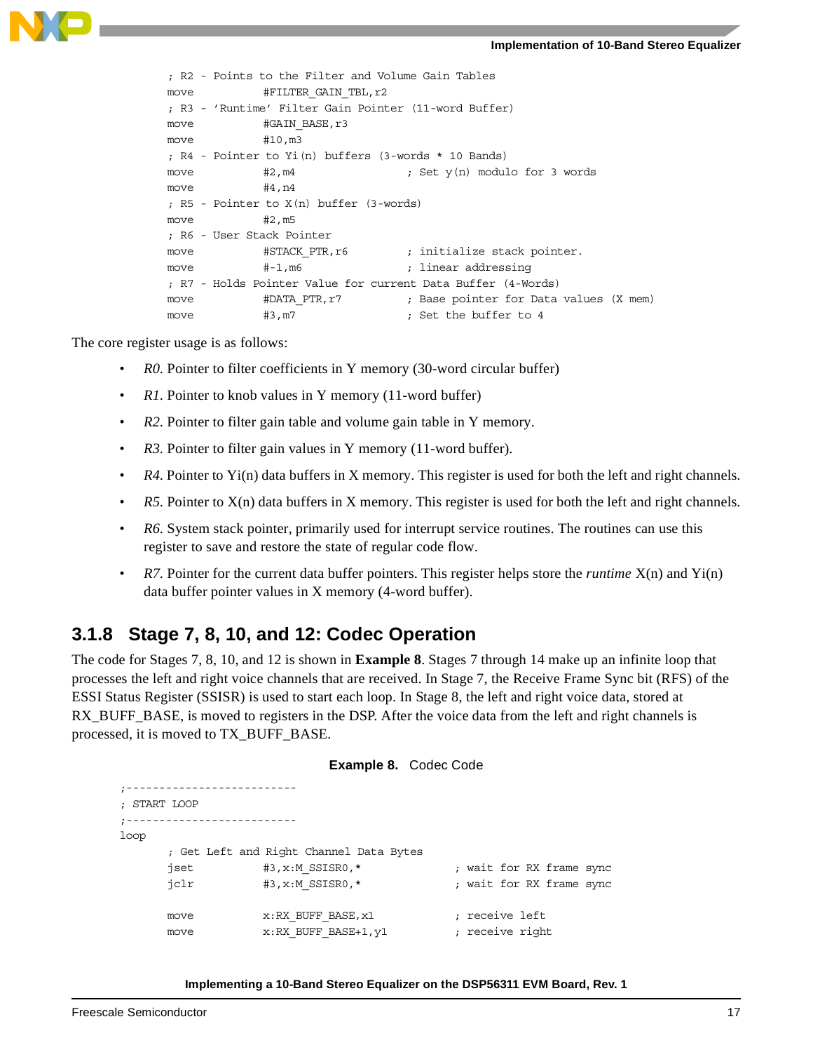```
; R2 - Points to the Filter and Volume Gain Tables
move        #FILTER_GAIN_TBL,r2
; R3 - 'Runtime' Filter Gain Pointer (11-word Buffer)
move        #GAIN_BASE,r3
move        #10,m3
; R4 - Pointer to Yi(n) buffers (3-words * 10 Bands)
move        #2,m4               ; Set y(n) modulo for 3 words
move        #4,n4
; R5 - Pointer to X(n) buffer (3-words)
move        #2,m5
; R6 - User Stack Pointer
move        #STACK_PTR,r6       ; initialize stack pointer.
move        #-1,m6              ; linear addressing
; R7 - Holds Pointer Value for current Data Buffer (4-Words)
move        #DATA_PTR,r7        ; Base pointer for Data values (X mem)
move        #3,m7               ; Set the buffer to 4
```

The core register usage is as follows:

- *R0*. Pointer to filter coefficients in Y memory (30-word circular buffer)
- *R1*. Pointer to knob values in Y memory (11-word buffer)
- *R2*. Pointer to filter gain table and volume gain table in Y memory.
- *R3*. Pointer to filter gain values in Y memory (11-word buffer).
- *R4*. Pointer to Yi(n) data buffers in X memory. This register is used for both the left and right channels.
- *R5*. Pointer to X(n) data buffers in X memory. This register is used for both the left and right channels.
- *R6*. System stack pointer, primarily used for interrupt service routines. The routines can use this register to save and restore the state of regular code flow.
- *R7*. Pointer for the current data buffer pointers. This register helps store the *runtime* X(n) and Yi(n) data buffer pointer values in X memory (4-word buffer).

### 3.1.8 Stage 7, 8, 10, and 12: Codec Operation

The code for Stages 7, 8, 10, and 12 is shown in **Example 8**. Stages 7 through 14 make up an infinite loop that processes the left and right voice channels that are received. In Stage 7, the Receive Frame Sync bit (RFS) of the ESSI Status Register (SSISR) is used to start each loop. In Stage 8, the left and right voice data, stored at RX_BUFF_BASE, is moved to registers in the DSP. After the voice data from the left and right channels is processed, it is moved to TX_BUFF_BASE.

**Example 8.** Codec Code

```
;-------------------------
; START LOOP
;-------------------------
loop
        ; Get Left and Right Channel Data Bytes
        jset        #3,x:M_SSISR0,*         ; wait for RX frame sync
        jclr        #3,x:M_SSISR0,*         ; wait for RX frame sync

        move        x:RX_BUFF_BASE,x1       ; receive left
        move        x:RX_BUFF_BASE+1,y1     ; receive right
```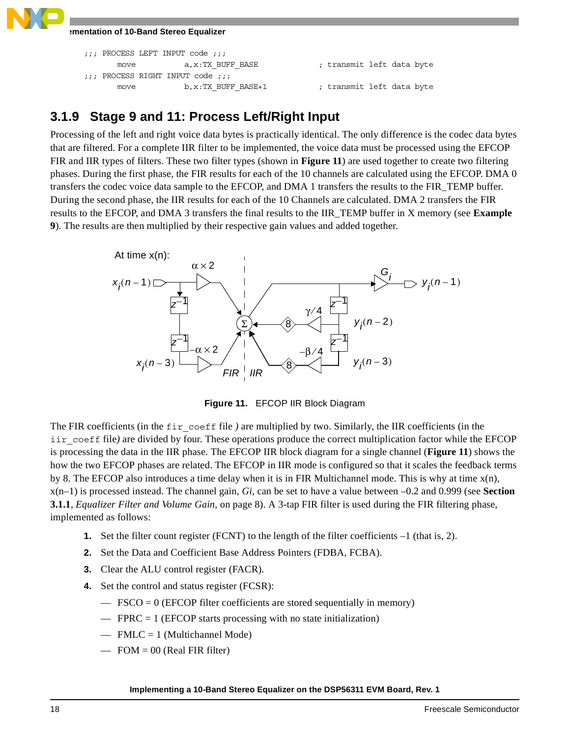```
;;; PROCESS LEFT INPUT code ;;;
      move          a,x:TX_BUFF_BASE             ; transmit left data byte
;;; PROCESS RIGHT INPUT code ;;;
      move          b,x:TX_BUFF_BASE+1           ; transmit left data byte
```

### 3.1.9 Stage 9 and 11: Process Left/Right Input

Processing of the left and right voice data bytes is practically identical. The only difference is the codec data bytes that are filtered. For a complete IIR filter to be implemented, the voice data must be processed using the EFCOP FIR and IIR types of filters. These two filter types (shown in **Figure 11**) are used together to create two filtering phases. During the first phase, the FIR results for each of the 10 channels are calculated using the EFCOP. DMA 0 transfers the codec voice data sample to the EFCOP, and DMA 1 transfers the results to the FIR_TEMP buffer. During the second phase, the IIR results for each of the 10 Channels are calculated. DMA 2 transfers the FIR results to the EFCOP, and DMA 3 transfers the final results to the IIR_TEMP buffer in X memory (see **Example 9**). The results are then multiplied by their respective gain values and added together.

**Figure 11.** EFCOP IIR Block Diagram

The FIR coefficients (in the `fir_coeff` file*)* are multiplied by two. Similarly, the IIR coefficients (in the `iir_coeff` file*)* are divided by four. These operations produce the correct multiplication factor while the EFCOP is processing the data in the IIR phase. The EFCOP IIR block diagram for a single channel (**Figure 11**) shows the how the two EFCOP phases are related. The EFCOP in IIR mode is configured so that it scales the feedback terms by 8. The EFCOP also introduces a time delay when it is in FIR Multichannel mode. This is why at time x(n), x(n–1) is processed instead. The channel gain, *Gi*, can be set to have a value between –0.2 and 0.999 (see **Section 3.1.1**, *Equalizer Filter and Volume Gain*, on page 8). A 3-tap FIR filter is used during the FIR filtering phase, implemented as follows:

1. Set the filter count register (FCNT) to the length of the filter coefficients –1 (that is, 2).
2. Set the Data and Coefficient Base Address Pointers (FDBA, FCBA).
3. Clear the ALU control register (FACR).
4. Set the control and status register (FCSR):
   - FSCO = 0 (EFCOP filter coefficients are stored sequentially in memory)
   - FPRC = 1 (EFCOP starts processing with no state initialization)
   - FMLC = 1 (Multichannel Mode)
   - FOM = 00 (Real FIR filter)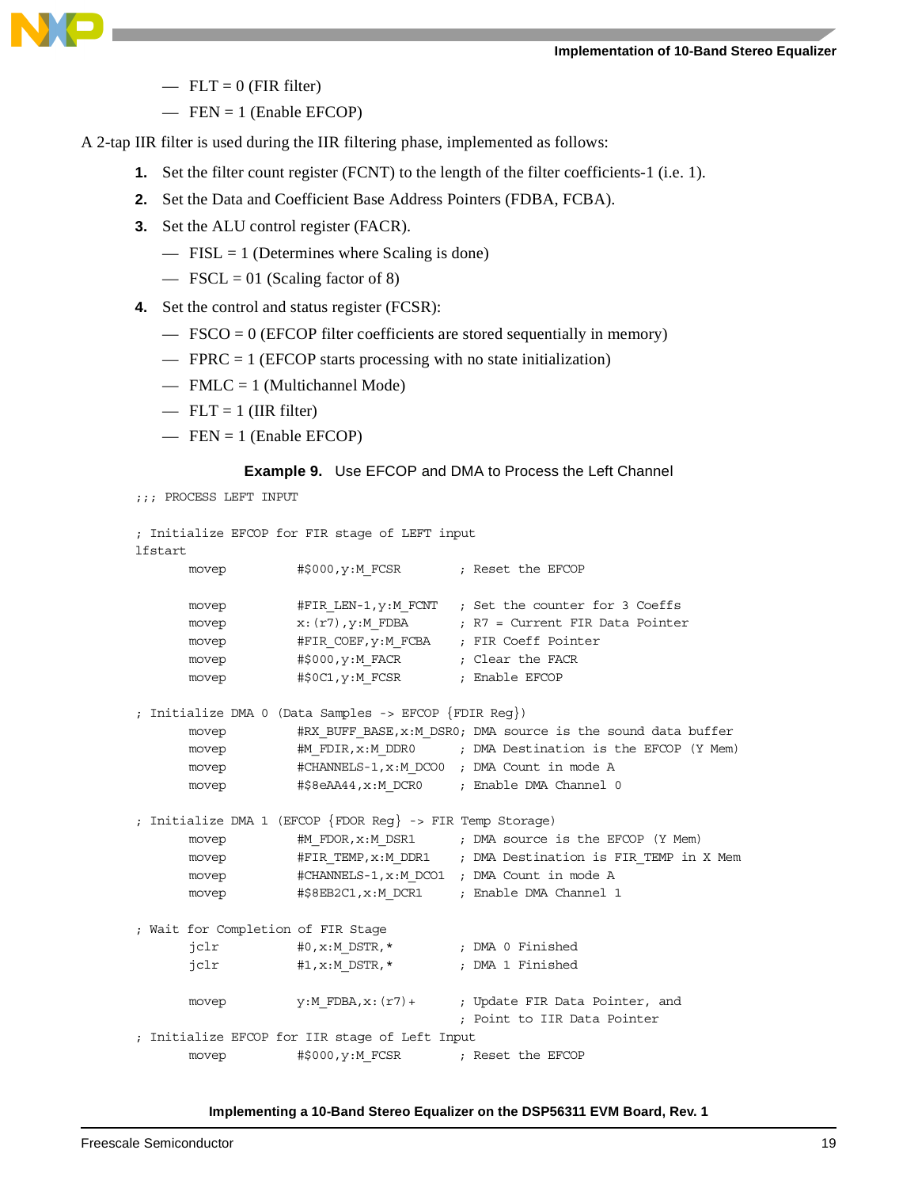- FLT = 0 (FIR filter)
- FEN = 1 (Enable EFCOP)

A 2-tap IIR filter is used during the IIR filtering phase, implemented as follows:

1. Set the filter count register (FCNT) to the length of the filter coefficients-1 (i.e. 1).
2. Set the Data and Coefficient Base Address Pointers (FDBA, FCBA).
3. Set the ALU control register (FACR).
   - FISL = 1 (Determines where Scaling is done)
   - FSCL = 01 (Scaling factor of 8)
4. Set the control and status register (FCSR):
   - FSCO = 0 (EFCOP filter coefficients are stored sequentially in memory)
   - FPRC = 1 (EFCOP starts processing with no state initialization)
   - FMLC = 1 (Multichannel Mode)
   - FLT = 1 (IIR filter)
   - FEN = 1 (Enable EFCOP)

**Example 9.** Use EFCOP and DMA to Process the Left Channel

```
;;; PROCESS LEFT INPUT

; Initialize EFCOP for FIR stage of LEFT input
lfstart
       movep       #$000,y:M_FCSR       ; Reset the EFCOP

       movep       #FIR_LEN-1,y:M_FCNT  ; Set the counter for 3 Coeffs
       movep       x:(r7),y:M_FDBA      ; R7 = Current FIR Data Pointer
       movep       #FIR_COEF,y:M_FCBA   ; FIR Coeff Pointer
       movep       #$000,y:M_FACR       ; Clear the FACR
       movep       #$0C1,y:M_FCSR       ; Enable EFCOP

; Initialize DMA 0 (Data Samples -> EFCOP {FDIR Reg})
       movep       #RX_BUFF_BASE,x:M_DSR0; DMA source is the sound data buffer
       movep       #M_FDIR,x:M_DDR0     ; DMA Destination is the EFCOP (Y Mem)
       movep       #CHANNELS-1,x:M_DCO0 ; DMA Count in mode A
       movep       #$8eAA44,x:M_DCR0    ; Enable DMA Channel 0

; Initialize DMA 1 (EFCOP {FDOR Reg} -> FIR Temp Storage)
       movep       #M_FDOR,x:M_DSR1     ; DMA source is the EFCOP (Y Mem)
       movep       #FIR_TEMP,x:M_DDR1   ; DMA Destination is FIR_TEMP in X Mem
       movep       #CHANNELS-1,x:M_DCO1 ; DMA Count in mode A
       movep       #$8EB2C1,x:M_DCR1    ; Enable DMA Channel 1

; Wait for Completion of FIR Stage
       jclr        #0,x:M_DSTR,*        ; DMA 0 Finished
       jclr        #1,x:M_DSTR,*        ; DMA 1 Finished

       movep       y:M_FDBA,x:(r7)+     ; Update FIR Data Pointer, and
                                        ; Point to IIR Data Pointer
; Initialize EFCOP for IIR stage of Left Input
       movep       #$000,y:M_FCSR       ; Reset the EFCOP
```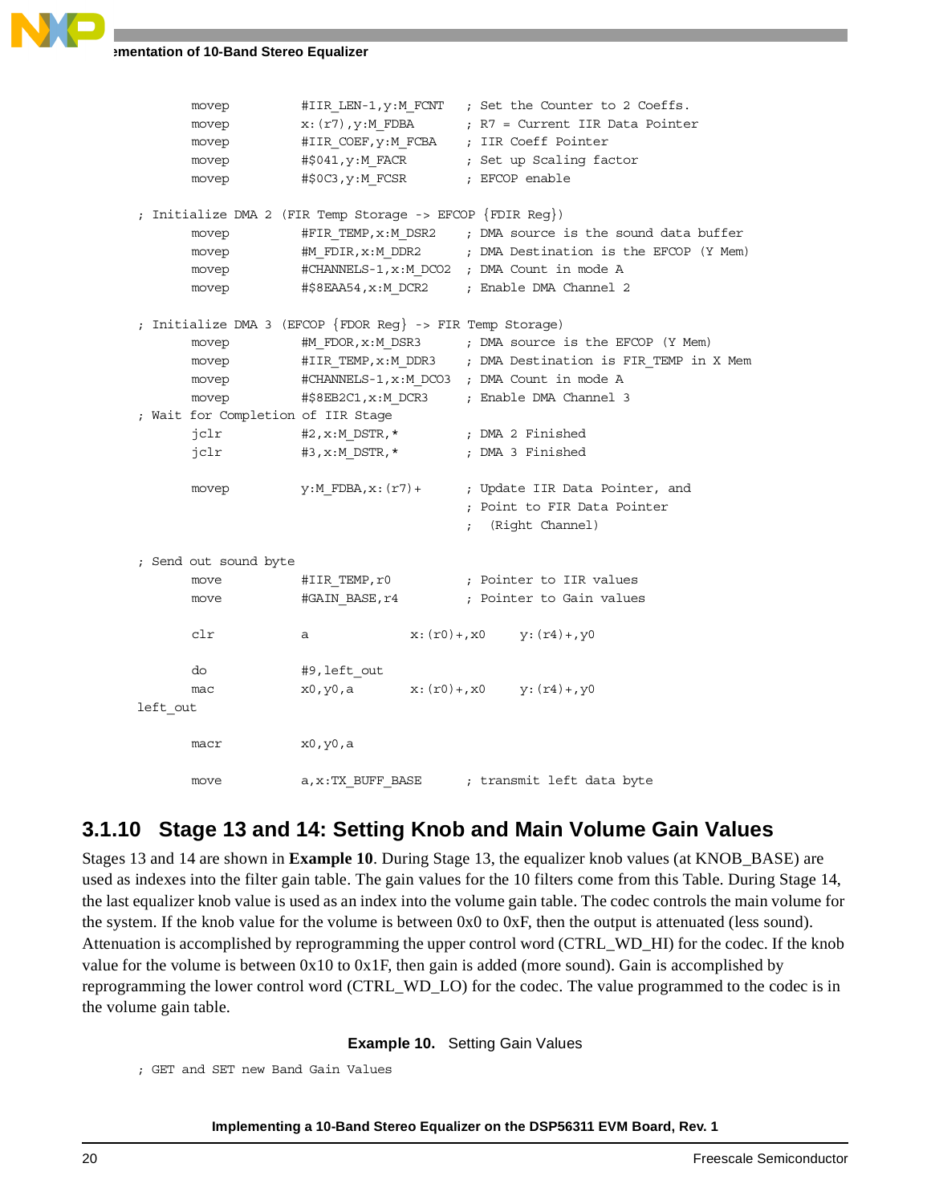```
        movep       #IIR_LEN-1,y:M_FCNT   ; Set the Counter to 2 Coeffs.
        movep       x:(r7),y:M_FDBA       ; R7 = Current IIR Data Pointer
        movep       #IIR_COEF,y:M_FCBA    ; IIR Coeff Pointer
        movep       #$041,y:M_FACR        ; Set up Scaling factor
        movep       #$0C3,y:M_FCSR        ; EFCOP enable

; Initialize DMA 2 (FIR Temp Storage -> EFCOP {FDIR Reg})
        movep       #FIR_TEMP,x:M_DSR2    ; DMA source is the sound data buffer
        movep       #M_FDIR,x:M_DDR2      ; DMA Destination is the EFCOP (Y Mem)
        movep       #CHANNELS-1,x:M_DCO2  ; DMA Count in mode A
        movep       #$8EAA54,x:M_DCR2     ; Enable DMA Channel 2

; Initialize DMA 3 (EFCOP {FDOR Reg} -> FIR Temp Storage)
        movep       #M_FDOR,x:M_DSR3      ; DMA source is the EFCOP (Y Mem)
        movep       #IIR_TEMP,x:M_DDR3    ; DMA Destination is FIR_TEMP in X Mem
        movep       #CHANNELS-1,x:M_DCO3  ; DMA Count in mode A
        movep       #$8EB2C1,x:M_DCR3     ; Enable DMA Channel 3
; Wait for Completion of IIR Stage
        jclr        #2,x:M_DSTR,*         ; DMA 2 Finished
        jclr        #3,x:M_DSTR,*         ; DMA 3 Finished

        movep       y:M_FDBA,x:(r7)+      ; Update IIR Data Pointer, and
                                          ; Point to FIR Data Pointer
                                          ;  (Right Channel)

; Send out sound byte
        move        #IIR_TEMP,r0          ; Pointer to IIR values
        move        #GAIN_BASE,r4         ; Pointer to Gain values

        clr         a            x:(r0)+,x0     y:(r4)+,y0

        do          #9,left_out
        mac         x0,y0,a      x:(r0)+,x0     y:(r4)+,y0
left_out

        macr        x0,y0,a

        move        a,x:TX_BUFF_BASE      ; transmit left data byte
```

### 3.1.10 Stage 13 and 14: Setting Knob and Main Volume Gain Values

Stages 13 and 14 are shown in **Example 10**. During Stage 13, the equalizer knob values (at KNOB_BASE) are used as indexes into the filter gain table. The gain values for the 10 filters come from this Table. During Stage 14, the last equalizer knob value is used as an index into the volume gain table. The codec controls the main volume for the system. If the knob value for the volume is between 0x0 to 0xF, then the output is attenuated (less sound). Attenuation is accomplished by reprogramming the upper control word (CTRL_WD_HI) for the codec. If the knob value for the volume is between 0x10 to 0x1F, then gain is added (more sound). Gain is accomplished by reprogramming the lower control word (CTRL_WD_LO) for the codec. The value programmed to the codec is in the volume gain table.

**Example 10.** Setting Gain Values

```
; GET and SET new Band Gain Values
```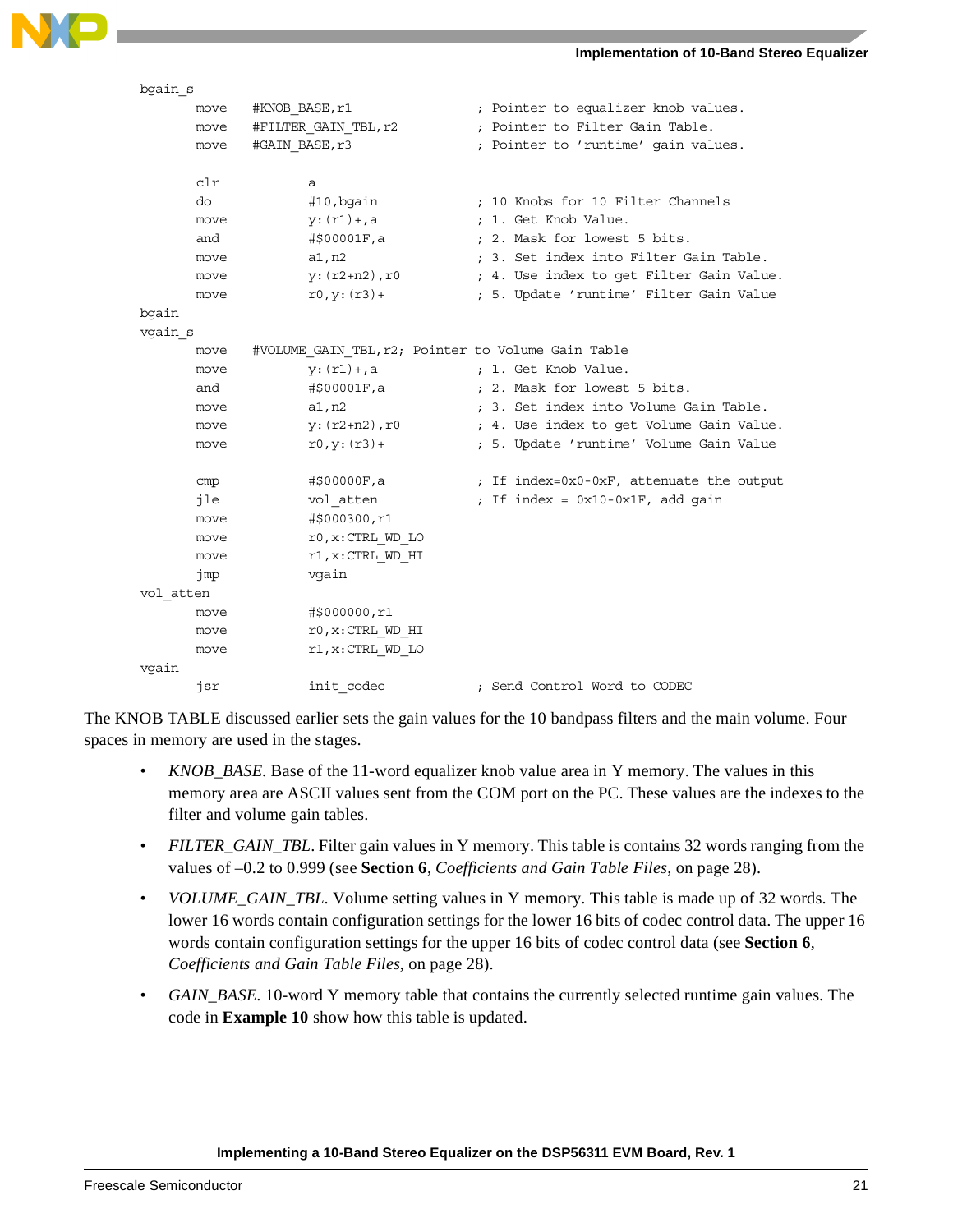```
bgain_s
        move    #KNOB_BASE,r1               ; Pointer to equalizer knob values.
        move    #FILTER_GAIN_TBL,r2         ; Pointer to Filter Gain Table.
        move    #GAIN_BASE,r3               ; Pointer to 'runtime' gain values.

        clr         a
        do          #10,bgain               ; 10 Knobs for 10 Filter Channels
        move        y:(r1)+,a               ; 1. Get Knob Value.
        and         #$00001F,a              ; 2. Mask for lowest 5 bits.
        move        a1,n2                   ; 3. Set index into Filter Gain Table.
        move        y:(r2+n2),r0            ; 4. Use index to get Filter Gain Value.
        move        r0,y:(r3)+              ; 5. Update 'runtime' Filter Gain Value
bgain
vgain_s
        move    #VOLUME_GAIN_TBL,r2; Pointer to Volume Gain Table
        move        y:(r1)+,a               ; 1. Get Knob Value.
        and         #$00001F,a              ; 2. Mask for lowest 5 bits.
        move        a1,n2                   ; 3. Set index into Volume Gain Table.
        move        y:(r2+n2),r0            ; 4. Use index to get Volume Gain Value.
        move        r0,y:(r3)+              ; 5. Update 'runtime' Volume Gain Value

        cmp         #$00000F,a              ; If index=0x0-0xF, attenuate the output
        jle         vol_atten               ; If index = 0x10-0x1F, add gain
        move        #$000300,r1
        move        r0,x:CTRL_WD_LO
        move        r1,x:CTRL_WD_HI
        jmp         vgain
vol_atten
        move        #$000000,r1
        move        r0,x:CTRL_WD_HI
        move        r1,x:CTRL_WD_LO
vgain
        jsr         init_codec              ; Send Control Word to CODEC
```

The KNOB TABLE discussed earlier sets the gain values for the 10 bandpass filters and the main volume. Four spaces in memory are used in the stages.

- *KNOB_BASE*. Base of the 11-word equalizer knob value area in Y memory. The values in this memory area are ASCII values sent from the COM port on the PC. These values are the indexes to the filter and volume gain tables.
- *FILTER_GAIN_TBL*. Filter gain values in Y memory. This table is contains 32 words ranging from the values of –0.2 to 0.999 (see **Section 6**, *Coefficients and Gain Table Files*, on page 28).
- *VOLUME_GAIN_TBL*. Volume setting values in Y memory. This table is made up of 32 words. The lower 16 words contain configuration settings for the lower 16 bits of codec control data. The upper 16 words contain configuration settings for the upper 16 bits of codec control data (see **Section 6**, *Coefficients and Gain Table Files*, on page 28).
- *GAIN_BASE*. 10-word Y memory table that contains the currently selected runtime gain values. The code in **Example 10** show how this table is updated.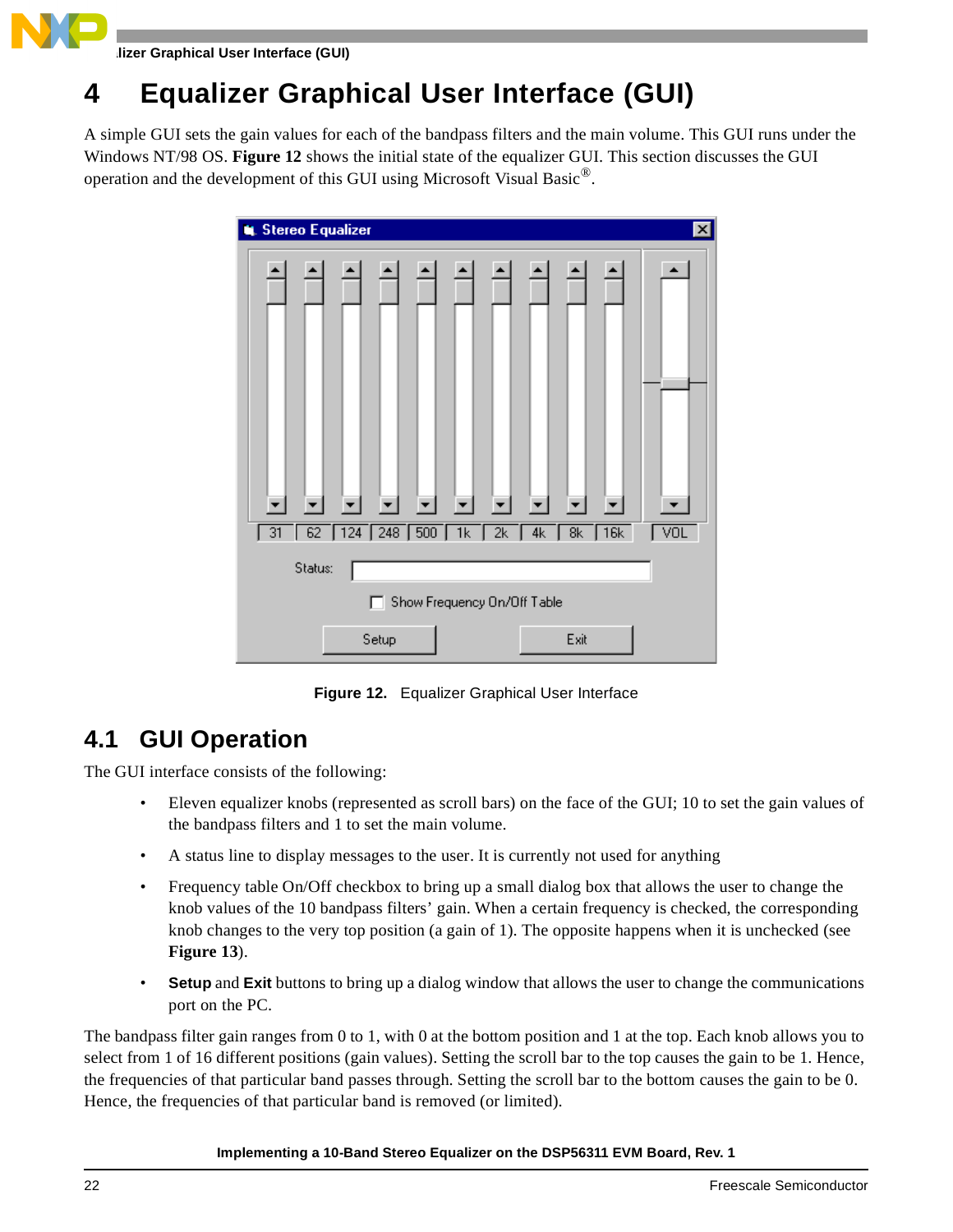# 4 Equalizer Graphical User Interface (GUI)

A simple GUI sets the gain values for each of the bandpass filters and the main volume. This GUI runs under the Windows NT/98 OS. **Figure 12** shows the initial state of the equalizer GUI. This section discusses the GUI operation and the development of this GUI using Microsoft Visual Basic®.

**Figure 12.** Equalizer Graphical User Interface

## 4.1 GUI Operation

The GUI interface consists of the following:

- Eleven equalizer knobs (represented as scroll bars) on the face of the GUI; 10 to set the gain values of the bandpass filters and 1 to set the main volume.
- A status line to display messages to the user. It is currently not used for anything
- Frequency table On/Off checkbox to bring up a small dialog box that allows the user to change the knob values of the 10 bandpass filters' gain. When a certain frequency is checked, the corresponding knob changes to the very top position (a gain of 1). The opposite happens when it is unchecked (see **Figure 13**).
- **Setup** and **Exit** buttons to bring up a dialog window that allows the user to change the communications port on the PC.

The bandpass filter gain ranges from 0 to 1, with 0 at the bottom position and 1 at the top. Each knob allows you to select from 1 of 16 different positions (gain values). Setting the scroll bar to the top causes the gain to be 1. Hence, the frequencies of that particular band passes through. Setting the scroll bar to the bottom causes the gain to be 0. Hence, the frequencies of that particular band is removed (or limited).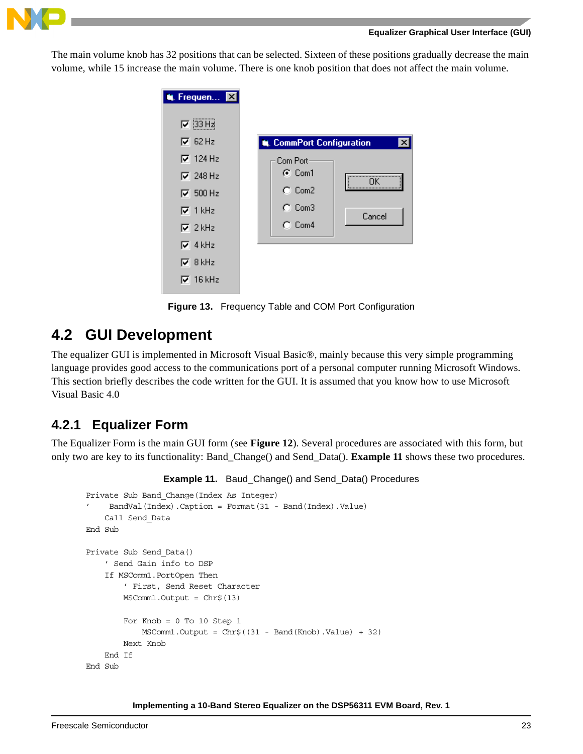The main volume knob has 32 positions that can be selected. Sixteen of these positions gradually decrease the main volume, while 15 increase the main volume. There is one knob position that does not affect the main volume.

**Figure 13.** Frequency Table and COM Port Configuration

## 4.2 GUI Development

The equalizer GUI is implemented in Microsoft Visual Basic®, mainly because this very simple programming language provides good access to the communications port of a personal computer running Microsoft Windows. This section briefly describes the code written for the GUI. It is assumed that you know how to use Microsoft Visual Basic 4.0

### 4.2.1 Equalizer Form

The Equalizer Form is the main GUI form (see **Figure 12**). Several procedures are associated with this form, but only two are key to its functionality: Band_Change() and Send_Data(). **Example 11** shows these two procedures.

**Example 11.** Baud_Change() and Send_Data() Procedures

```
Private Sub Band_Change(Index As Integer)
'     BandVal(Index).Caption = Format(31 - Band(Index).Value)
    Call Send_Data
End Sub

Private Sub Send_Data()
    ' Send Gain info to DSP
    If MSComm1.PortOpen Then
        ' First, Send Reset Character
        MSComm1.Output = Chr$(13)

        For Knob = 0 To 10 Step 1
            MSComm1.Output = Chr$((31 - Band(Knob).Value) + 32)
        Next Knob
    End If
End Sub
```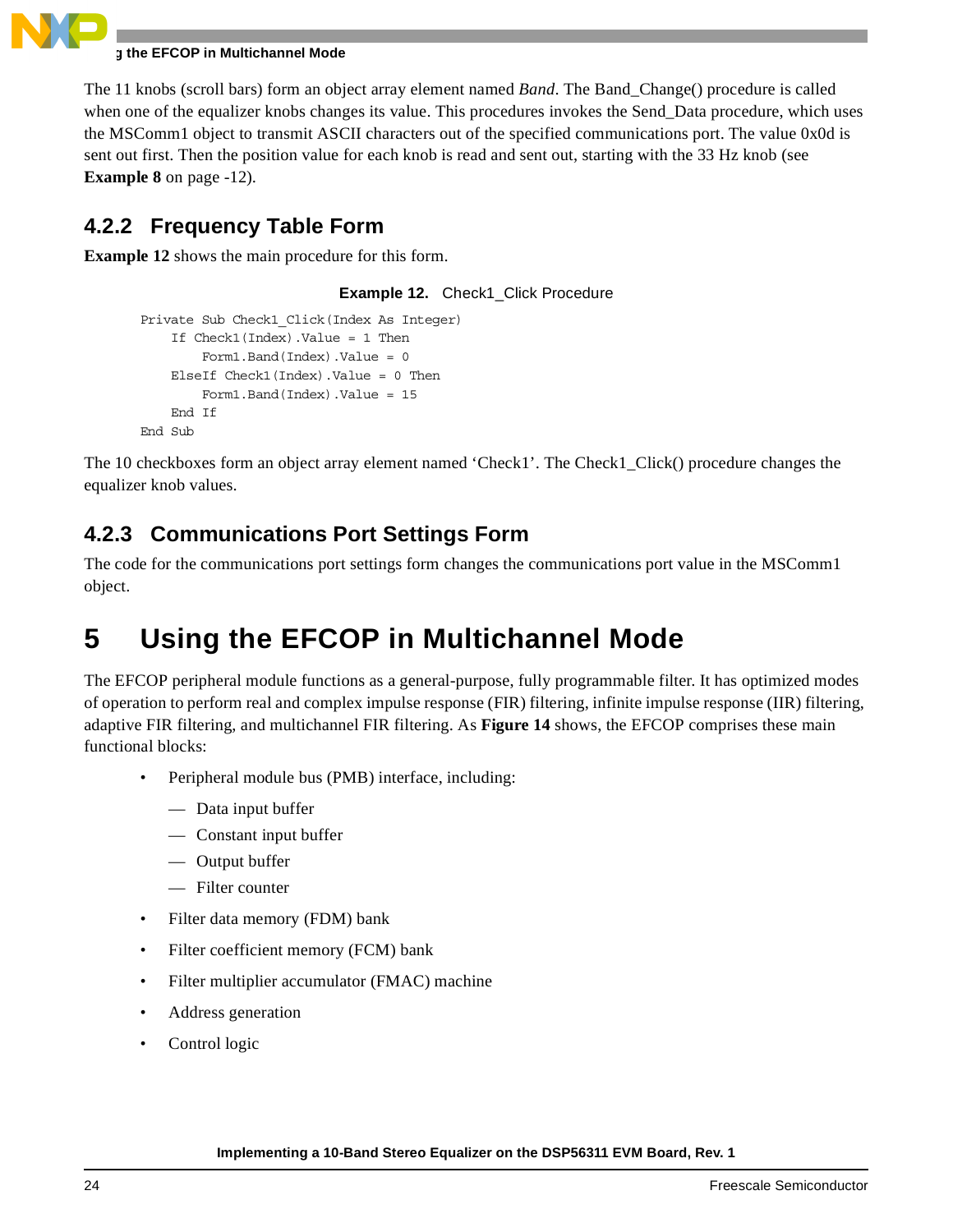The 11 knobs (scroll bars) form an object array element named *Band*. The Band_Change() procedure is called when one of the equalizer knobs changes its value. This procedures invokes the Send_Data procedure, which uses the MSComm1 object to transmit ASCII characters out of the specified communications port. The value 0x0d is sent out first. Then the position value for each knob is read and sent out, starting with the 33 Hz knob (see **Example 8** on page -12).

### 4.2.2 Frequency Table Form

**Example 12** shows the main procedure for this form.

**Example 12.** Check1_Click Procedure

```
Private Sub Check1_Click(Index As Integer)
    If Check1(Index).Value = 1 Then
        Form1.Band(Index).Value = 0
    ElseIf Check1(Index).Value = 0 Then
        Form1.Band(Index).Value = 15
    End If
End Sub
```

The 10 checkboxes form an object array element named ‘Check1’. The Check1_Click() procedure changes the equalizer knob values.

### 4.2.3 Communications Port Settings Form

The code for the communications port settings form changes the communications port value in the MSComm1 object.

# 5 Using the EFCOP in Multichannel Mode

The EFCOP peripheral module functions as a general-purpose, fully programmable filter. It has optimized modes of operation to perform real and complex impulse response (FIR) filtering, infinite impulse response (IIR) filtering, adaptive FIR filtering, and multichannel FIR filtering. As **Figure 14** shows, the EFCOP comprises these main functional blocks:

- Peripheral module bus (PMB) interface, including:
  - Data input buffer
  - Constant input buffer
  - Output buffer
  - Filter counter
- Filter data memory (FDM) bank
- Filter coefficient memory (FCM) bank
- Filter multiplier accumulator (FMAC) machine
- Address generation
- Control logic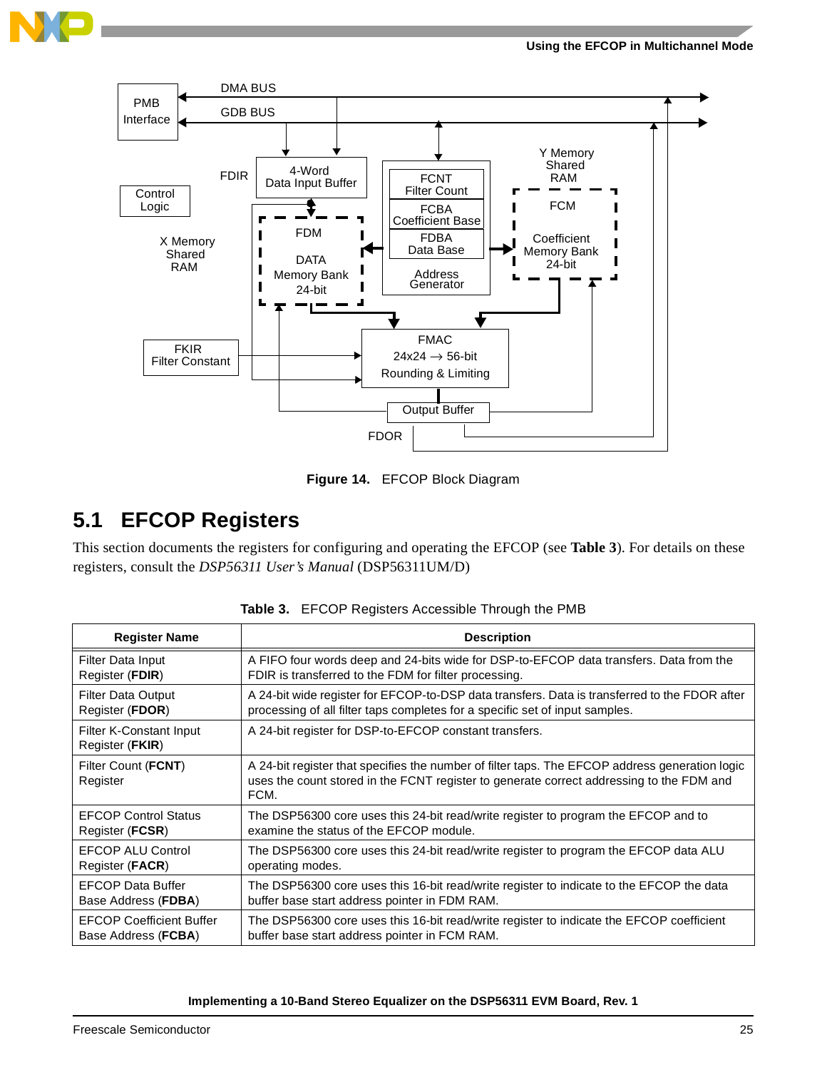Figure 14. EFCOP Block Diagram

## 5.1 EFCOP Registers

This section documents the registers for configuring and operating the EFCOP (see **Table 3**). For details on these registers, consult the *DSP56311 User's Manual* (DSP56311UM/D)

**Table 3. EFCOP Registers Accessible Through the PMB**

| Register Name | Description |
|---|---|
| Filter Data Input Register (**FDIR**) | A FIFO four words deep and 24-bits wide for DSP-to-EFCOP data transfers. Data from the FDIR is transferred to the FDM for filter processing. |
| Filter Data Output Register (**FDOR**) | A 24-bit wide register for EFCOP-to-DSP data transfers. Data is transferred to the FDOR after processing of all filter taps completes for a specific set of input samples. |
| Filter K-Constant Input Register (**FKIR**) | A 24-bit register for DSP-to-EFCOP constant transfers. |
| Filter Count (**FCNT**) Register | A 24-bit register that specifies the number of filter taps. The EFCOP address generation logic uses the count stored in the FCNT register to generate correct addressing to the FDM and FCM. |
| EFCOP Control Status Register (**FCSR**) | The DSP56300 core uses this 24-bit read/write register to program the EFCOP and to examine the status of the EFCOP module. |
| EFCOP ALU Control Register (**FACR**) | The DSP56300 core uses this 24-bit read/write register to program the EFCOP data ALU operating modes. |
| EFCOP Data Buffer Base Address (**FDBA**) | The DSP56300 core uses this 16-bit read/write register to indicate to the EFCOP the data buffer base start address pointer in FDM RAM. |
| EFCOP Coefficient Buffer Base Address (**FCBA**) | The DSP56300 core uses this 16-bit read/write register to indicate to the EFCOP coefficient buffer base start address pointer in FCM RAM. |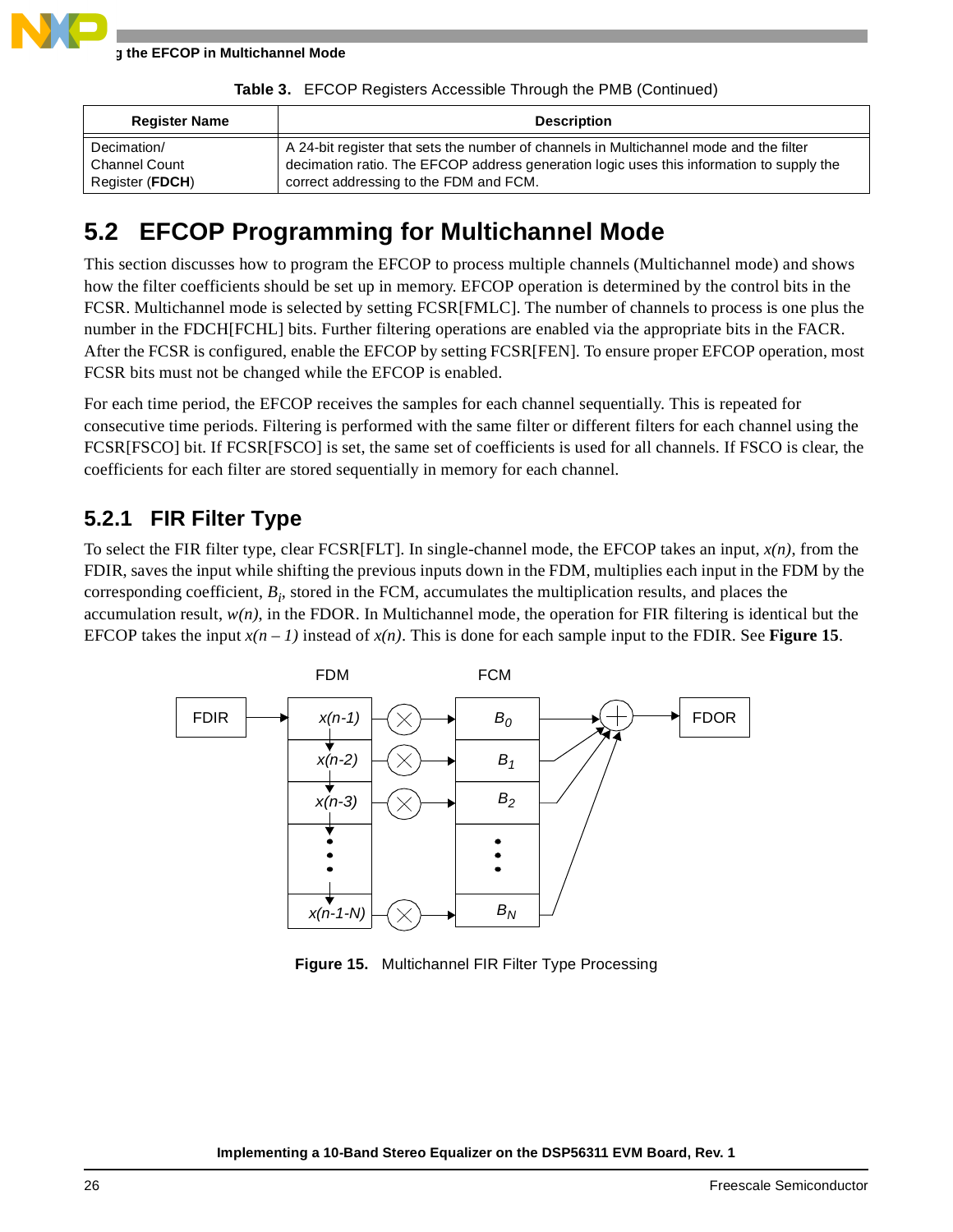Table 3. EFCOP Registers Accessible Through the PMB (Continued)

| Register Name | Description |
| --- | --- |
| Decimation/ Channel Count Register (**FDCH**) | A 24-bit register that sets the number of channels in Multichannel mode and the filter decimation ratio. The EFCOP address generation logic uses this information to supply the correct addressing to the FDM and FCM. |

## 5.2 EFCOP Programming for Multichannel Mode

This section discusses how to program the EFCOP to process multiple channels (Multichannel mode) and shows how the filter coefficients should be set up in memory. EFCOP operation is determined by the control bits in the FCSR. Multichannel mode is selected by setting FCSR[FMLC]. The number of channels to process is one plus the number in the FDCH[FCHL] bits. Further filtering operations are enabled via the appropriate bits in the FACR. After the FCSR is configured, enable the EFCOP by setting FCSR[FEN]. To ensure proper EFCOP operation, most FCSR bits must not be changed while the EFCOP is enabled.

For each time period, the EFCOP receives the samples for each channel sequentially. This is repeated for consecutive time periods. Filtering is performed with the same filter or different filters for each channel using the FCSR[FSCO] bit. If FCSR[FSCO] is set, the same set of coefficients is used for all channels. If FSCO is clear, the coefficients for each filter are stored sequentially in memory for each channel.

### 5.2.1 FIR Filter Type

To select the FIR filter type, clear FCSR[FLT]. In single-channel mode, the EFCOP takes an input, $x(n)$, from the FDIR, saves the input while shifting the previous inputs down in the FDM, multiplies each input in the FDM by the corresponding coefficient, $B_i$, stored in the FCM, accumulates the multiplication results, and places the accumulation result, $w(n)$, in the FDOR. In Multichannel mode, the operation for FIR filtering is identical but the EFCOP takes the input $x(n-1)$ instead of $x(n)$. This is done for each sample input to the FDIR. See **Figure 15**.

**Figure 15.** Multichannel FIR Filter Type Processing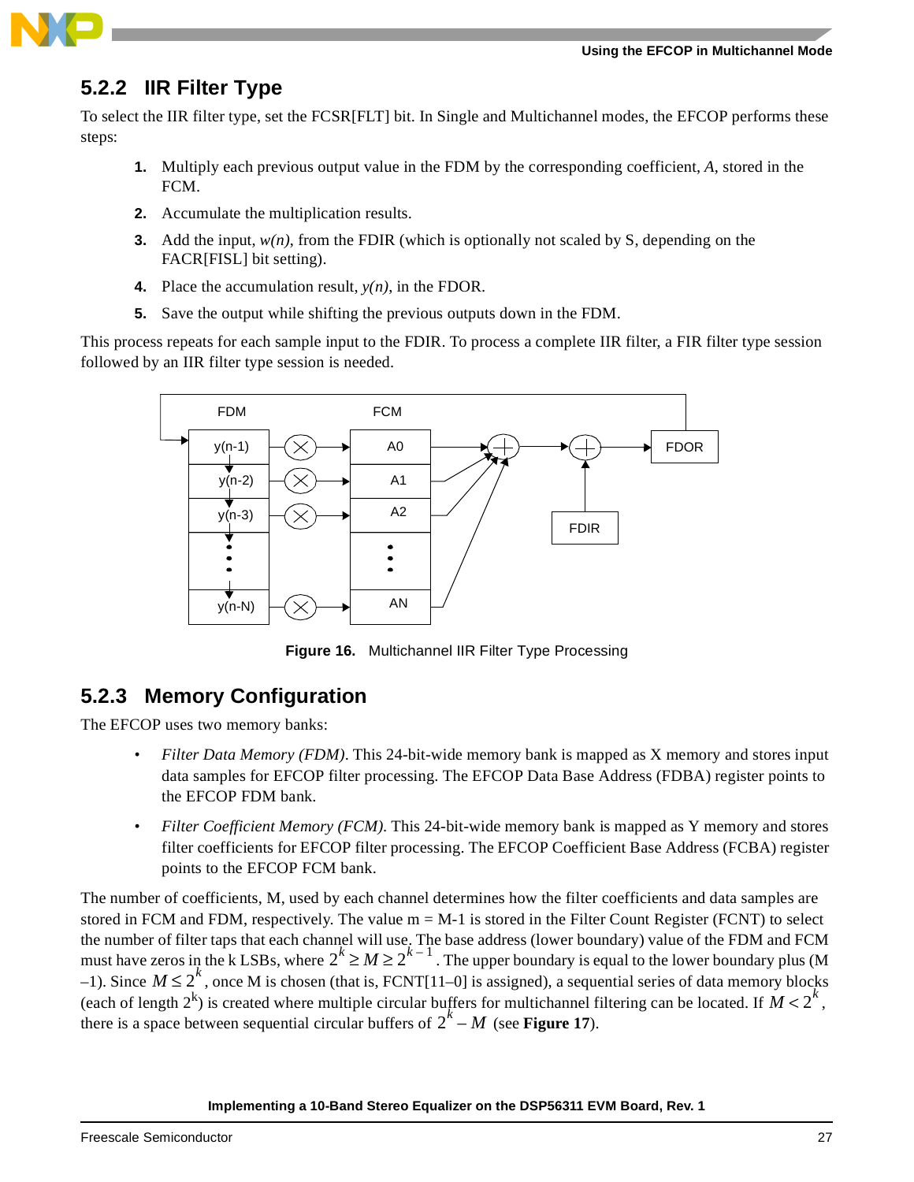## 5.2.2 IIR Filter Type

To select the IIR filter type, set the FCSR[FLT] bit. In Single and Multichannel modes, the EFCOP performs these steps:

1. Multiply each previous output value in the FDM by the corresponding coefficient, *A*, stored in the FCM.
2. Accumulate the multiplication results.
3. Add the input, *w(n)*, from the FDIR (which is optionally not scaled by S, depending on the FACR[FISL] bit setting).
4. Place the accumulation result, *y(n)*, in the FDOR.
5. Save the output while shifting the previous outputs down in the FDM.

This process repeats for each sample input to the FDIR. To process a complete IIR filter, a FIR filter type session followed by an IIR filter type session is needed.

**Figure 16.** Multichannel IIR Filter Type Processing

## 5.2.3 Memory Configuration

The EFCOP uses two memory banks:

- *Filter Data Memory (FDM)*. This 24-bit-wide memory bank is mapped as X memory and stores input data samples for EFCOP filter processing. The EFCOP Data Base Address (FDBA) register points to the EFCOP FDM bank.
- *Filter Coefficient Memory (FCM)*. This 24-bit-wide memory bank is mapped as Y memory and stores filter coefficients for EFCOP filter processing. The EFCOP Coefficient Base Address (FCBA) register points to the EFCOP FCM bank.

The number of coefficients, M, used by each channel determines how the filter coefficients and data samples are stored in FCM and FDM, respectively. The value m = M-1 is stored in the Filter Count Register (FCNT) to select the number of filter taps that each channel will use. The base address (lower boundary) value of the FDM and FCM must have zeros in the k LSBs, where $2^k \geq M \geq 2^{k-1}$. The upper boundary is equal to the lower boundary plus (M –1). Since $M \leq 2^k$, once M is chosen (that is, FCNT[11–0] is assigned), a sequential series of data memory blocks (each of length $2^k$) is created where multiple circular buffers for multichannel filtering can be located. If $M < 2^k$, there is a space between sequential circular buffers of $2^k - M$ (see **Figure 17**).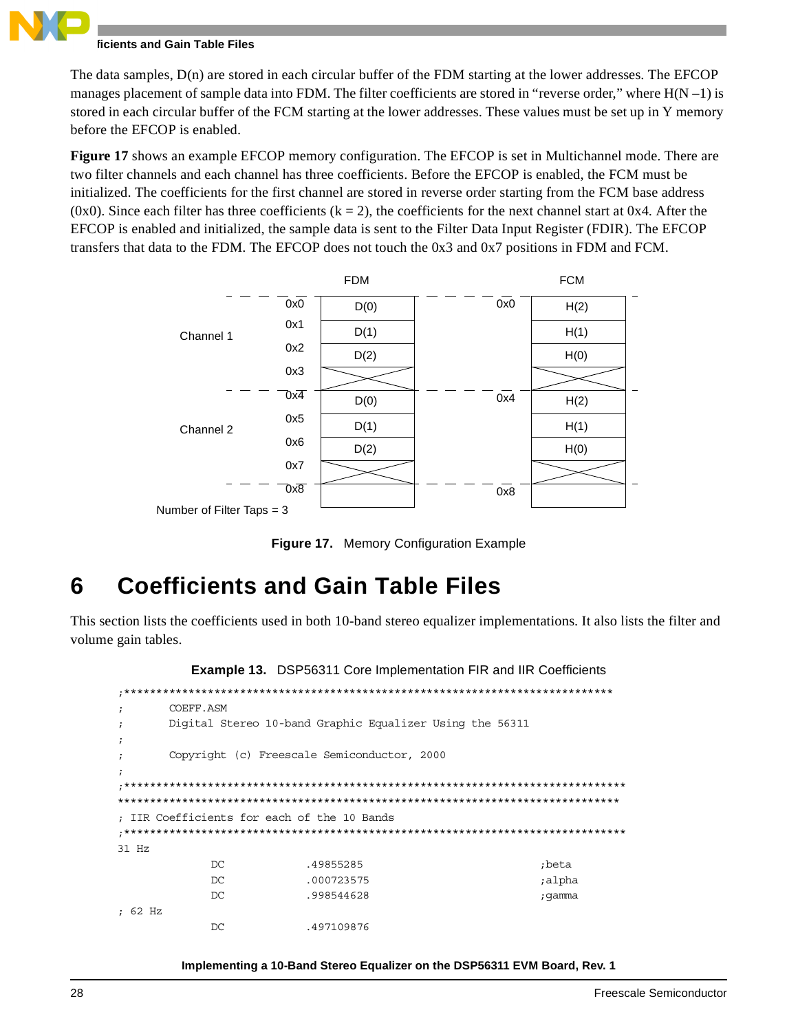The data samples, D(n) are stored in each circular buffer of the FDM starting at the lower addresses. The EFCOP manages placement of sample data into FDM. The filter coefficients are stored in "reverse order," where H(N –1) is stored in each circular buffer of the FCM starting at the lower addresses. These values must be set up in Y memory before the EFCOP is enabled.

**Figure 17** shows an example EFCOP memory configuration. The EFCOP is set in Multichannel mode. There are two filter channels and each channel has three coefficients. Before the EFCOP is enabled, the FCM must be initialized. The coefficients for the first channel are stored in reverse order starting from the FCM base address (0x0). Since each filter has three coefficients (k = 2), the coefficients for the next channel start at 0x4. After the EFCOP is enabled and initialized, the sample data is sent to the Filter Data Input Register (FDIR). The EFCOP transfers that data to the FDM. The EFCOP does not touch the 0x3 and 0x7 positions in FDM and FCM.

| | Address | FDM | Address | FCM |
|---|---|---|---|---|
| Channel 1 | 0x0 | D(0) | 0x0 | H(2) |
| | 0x1 | D(1) | | H(1) |
| | 0x2 | D(2) | | H(0) |
| | 0x3 | X | | X |
| Channel 2 | 0x4 | D(0) | 0x4 | H(2) |
| | 0x5 | D(1) | | H(1) |
| | 0x6 | D(2) | | H(0) |
| | 0x7 | X | | X |
| | 0x8 | | 0x8 | |

Number of Filter Taps = 3

**Figure 17.** Memory Configuration Example

# 6 Coefficients and Gain Table Files

This section lists the coefficients used in both 10-band stereo equalizer implementations. It also lists the filter and volume gain tables.

**Example 13.** DSP56311 Core Implementation FIR and IIR Coefficients

```
;******************************************************************************
;       COEFF.ASM
;       Digital Stereo 10-band Graphic Equalizer Using the 56311
;
;       Copyright (c) Freescale Semiconductor, 2000
;
;******************************************************************************
******************************************************************************
; IIR Coefficients for each of the 10 Bands
;******************************************************************************
31 Hz
            DC          .49855285                         ;beta
            DC          .000723575                        ;alpha
            DC          .998544628                        ;gamma
; 62 Hz
            DC          .497109876
```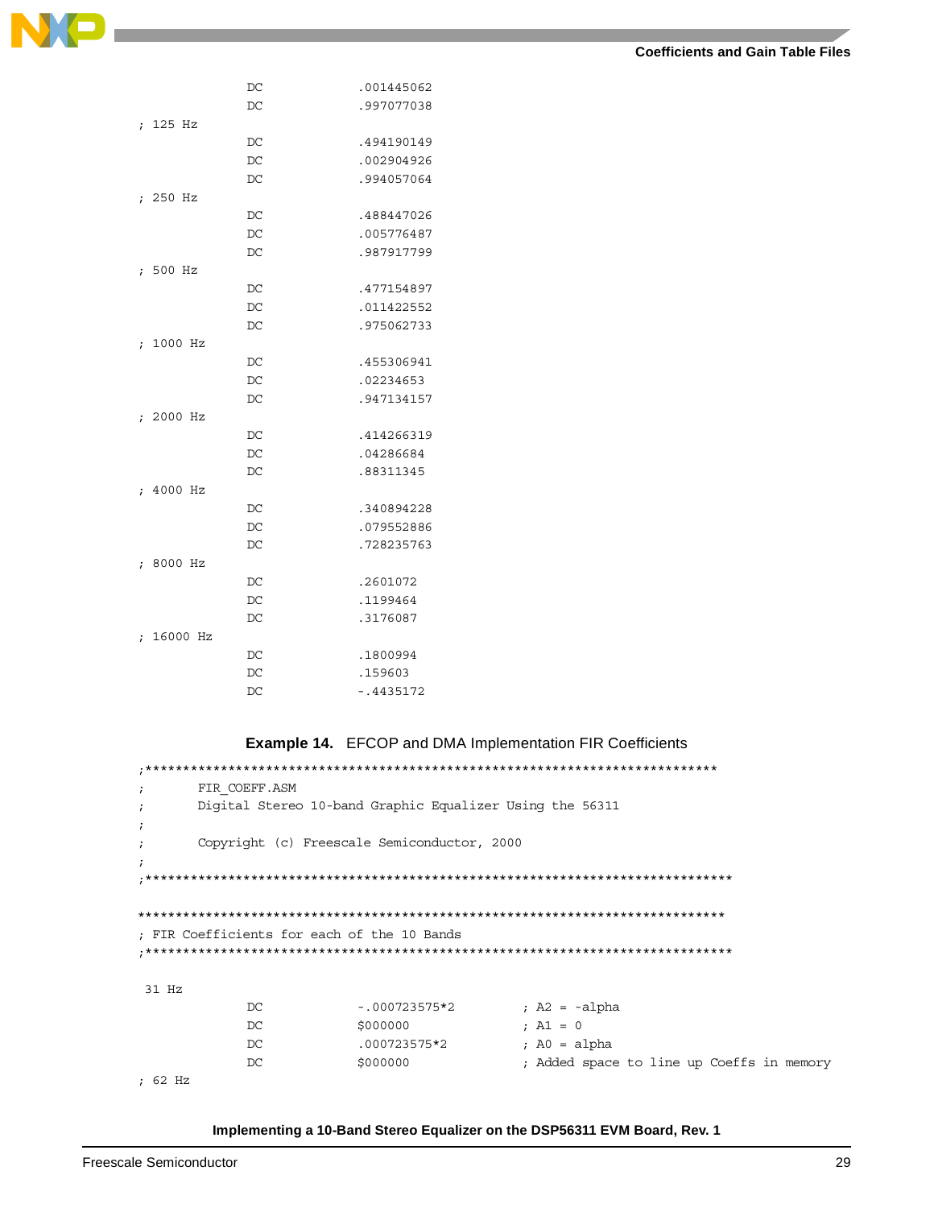```
                DC          .001445062
                DC          .997077038
; 125 Hz
                DC          .494190149
                DC          .002904926
                DC          .994057064
; 250 Hz
                DC          .488447026
                DC          .005776487
                DC          .987917799
; 500 Hz
                DC          .477154897
                DC          .011422552
                DC          .975062733
; 1000 Hz
                DC          .455306941
                DC          .02234653
                DC          .947134157
; 2000 Hz
                DC          .414266319
                DC          .04286684
                DC          .88311345
; 4000 Hz
                DC          .340894228
                DC          .079552886
                DC          .728235763
; 8000 Hz
                DC          .2601072
                DC          .1199464
                DC          .3176087
; 16000 Hz
                DC          .1800994
                DC          .159603
                DC          -.4435172
```

**Example 14.** EFCOP and DMA Implementation FIR Coefficients

```
;*****************************************************************************
;       FIR_COEFF.ASM
;       Digital Stereo 10-band Graphic Equalizer Using the 56311
;
;       Copyright (c) Freescale Semiconductor, 2000
;
;*******************************************************************************

*******************************************************************************
; FIR Coefficients for each of the 10 Bands
;*******************************************************************************

 31 Hz
                DC          -.000723575*2       ; A2 = -alpha
                DC          $000000             ; A1 = 0
                DC          .000723575*2        ; A0 = alpha
                DC          $000000             ; Added space to line up Coeffs in memory
; 62 Hz
```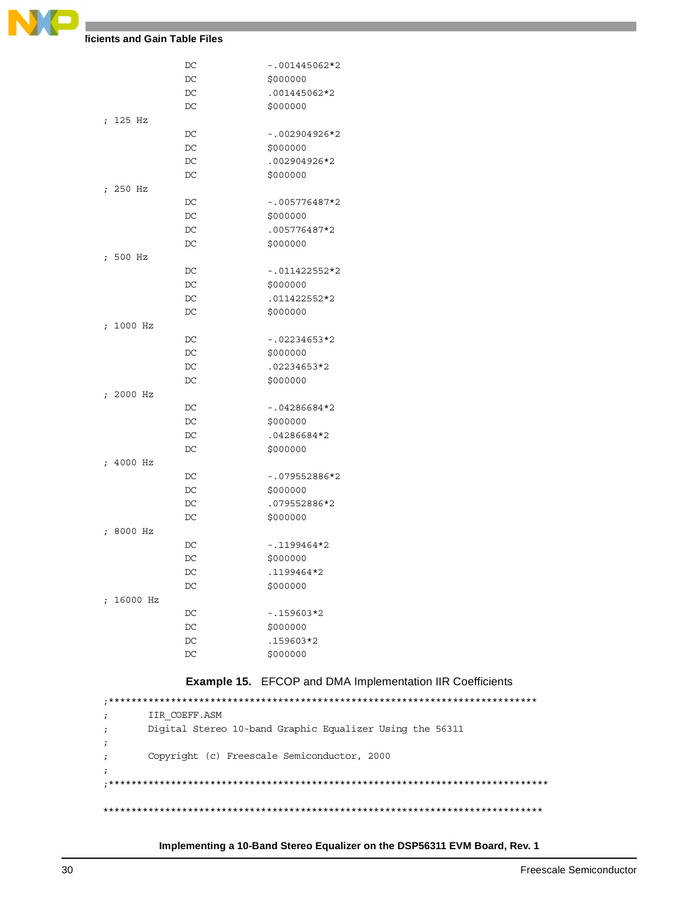```
                DC          -.001445062*2
                DC          $000000
                DC          .001445062*2
                DC          $000000
; 125 Hz
                DC          -.002904926*2
                DC          $000000
                DC          .002904926*2
                DC          $000000
; 250 Hz
                DC          -.005776487*2
                DC          $000000
                DC          .005776487*2
                DC          $000000
; 500 Hz
                DC          -.011422552*2
                DC          $000000
                DC          .011422552*2
                DC          $000000
; 1000 Hz
                DC          -.02234653*2
                DC          $000000
                DC          .02234653*2
                DC          $000000
; 2000 Hz
                DC          -.04286684*2
                DC          $000000
                DC          .04286684*2
                DC          $000000
; 4000 Hz
                DC          -.079552886*2
                DC          $000000
                DC          .079552886*2
                DC          $000000
; 8000 Hz
                DC          -.1199464*2
                DC          $000000
                DC          .1199464*2
                DC          $000000
; 16000 Hz
                DC          -.159603*2
                DC          $000000
                DC          .159603*2
                DC          $000000
```

**Example 15.** EFCOP and DMA Implementation IIR Coefficients

```
;*******************************************************************************
;       IIR_COEFF.ASM
;       Digital Stereo 10-band Graphic Equalizer Using the 56311
;
;       Copyright (c) Freescale Semiconductor, 2000
;
;*********************************************************************************

********************************************************************************
```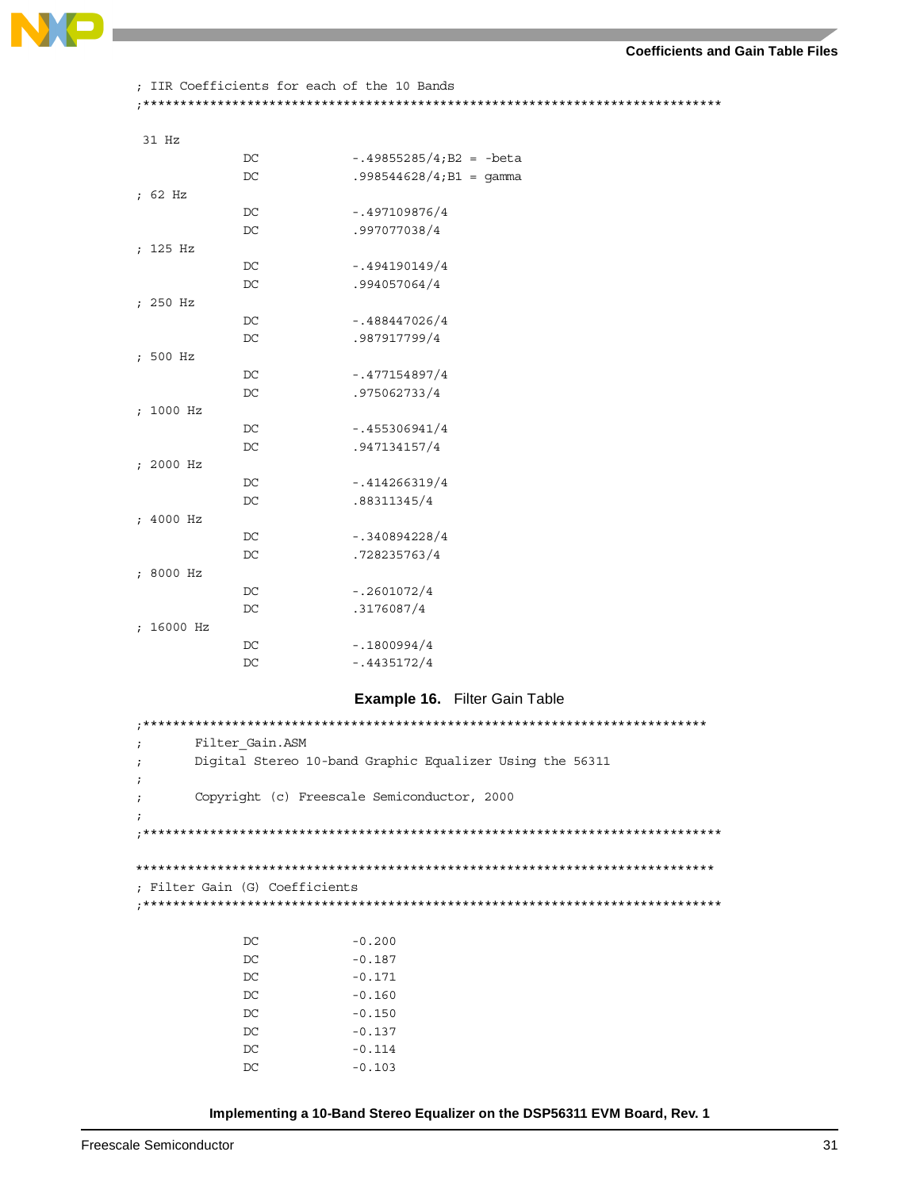```
; IIR Coefficients for each of the 10 Bands
;*****************************************************************************

 31 Hz
              DC            -.49855285/4;B2 = -beta
              DC            .998544628/4;B1 = gamma
; 62 Hz
              DC            -.497109876/4
              DC            .997077038/4
; 125 Hz
              DC            -.494190149/4
              DC            .994057064/4
; 250 Hz
              DC            -.488447026/4
              DC            .987917799/4
; 500 Hz
              DC            -.477154897/4
              DC            .975062733/4
; 1000 Hz
              DC            -.455306941/4
              DC            .947134157/4
; 2000 Hz
              DC            -.414266319/4
              DC            .88311345/4
; 4000 Hz
              DC            -.340894228/4
              DC            .728235763/4
; 8000 Hz
              DC            -.2601072/4
              DC            .3176087/4
; 16000 Hz
              DC            -.1800994/4
              DC            -.4435172/4
```

**Example 16.** Filter Gain Table

```
;****************************************************************************
;       Filter_Gain.ASM
;       Digital Stereo 10-band Graphic Equalizer Using the 56311
;
;       Copyright (c) Freescale Semiconductor, 2000
;
;*****************************************************************************

*****************************************************************************
; Filter Gain (G) Coefficients
;*****************************************************************************

              DC            -0.200
              DC            -0.187
              DC            -0.171
              DC            -0.160
              DC            -0.150
              DC            -0.137
              DC            -0.114
              DC            -0.103
```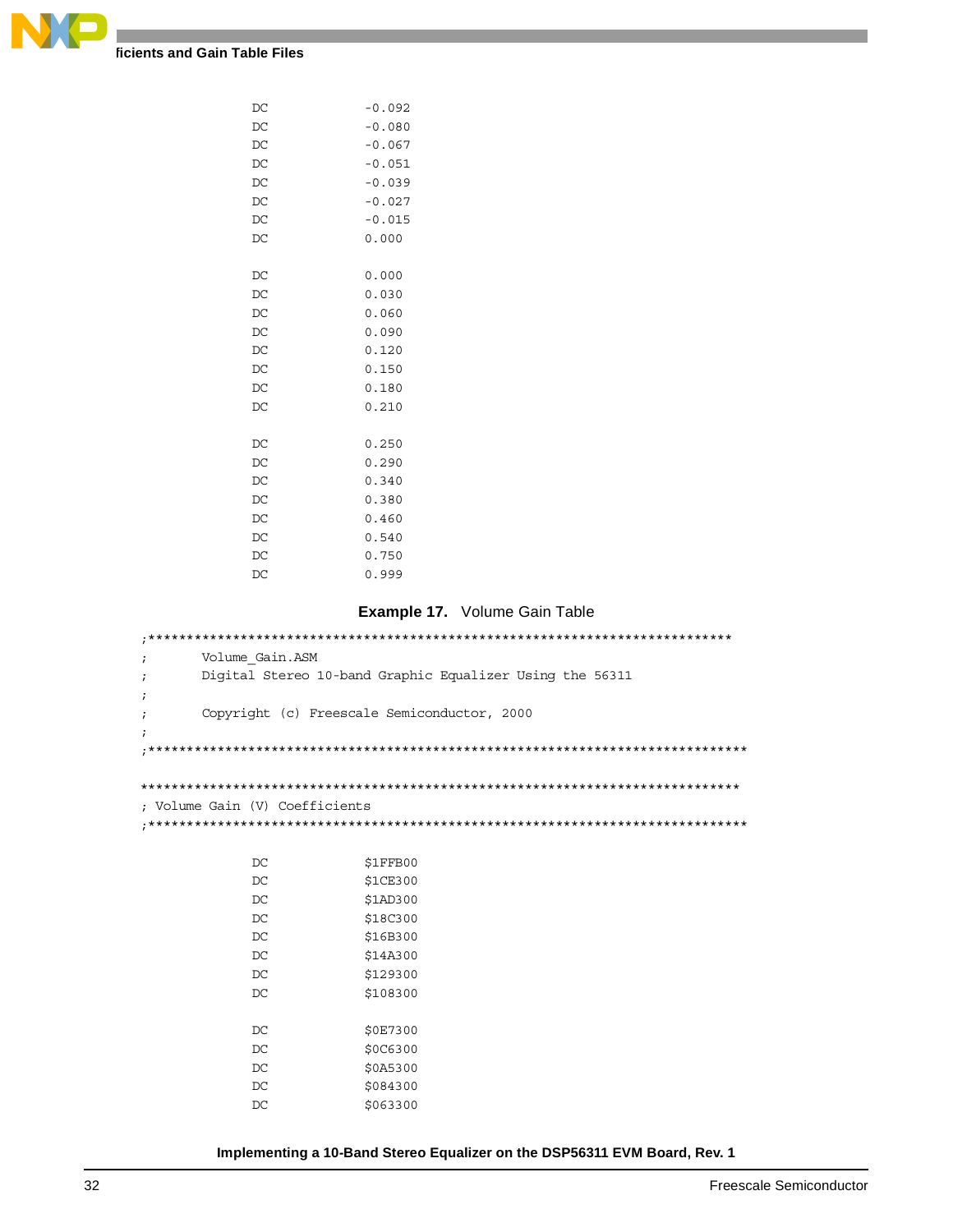```
        DC          -0.092
        DC          -0.080
        DC          -0.067
        DC          -0.051
        DC          -0.039
        DC          -0.027
        DC          -0.015
        DC          0.000

        DC          0.000
        DC          0.030
        DC          0.060
        DC          0.090
        DC          0.120
        DC          0.150
        DC          0.180
        DC          0.210

        DC          0.250
        DC          0.290
        DC          0.340
        DC          0.380
        DC          0.460
        DC          0.540
        DC          0.750
        DC          0.999
```

**Example 17.** Volume Gain Table

```
;***************************************************************************
;       Volume_Gain.ASM
;       Digital Stereo 10-band Graphic Equalizer Using the 56311
;
;       Copyright (c) Freescale Semiconductor, 2000
;
;*****************************************************************************

****************************************************************************
; Volume Gain (V) Coefficients
;*****************************************************************************

        DC          $1FFB00
        DC          $1CE300
        DC          $1AD300
        DC          $18C300
        DC          $16B300
        DC          $14A300
        DC          $129300
        DC          $108300

        DC          $0E7300
        DC          $0C6300
        DC          $0A5300
        DC          $084300
        DC          $063300
```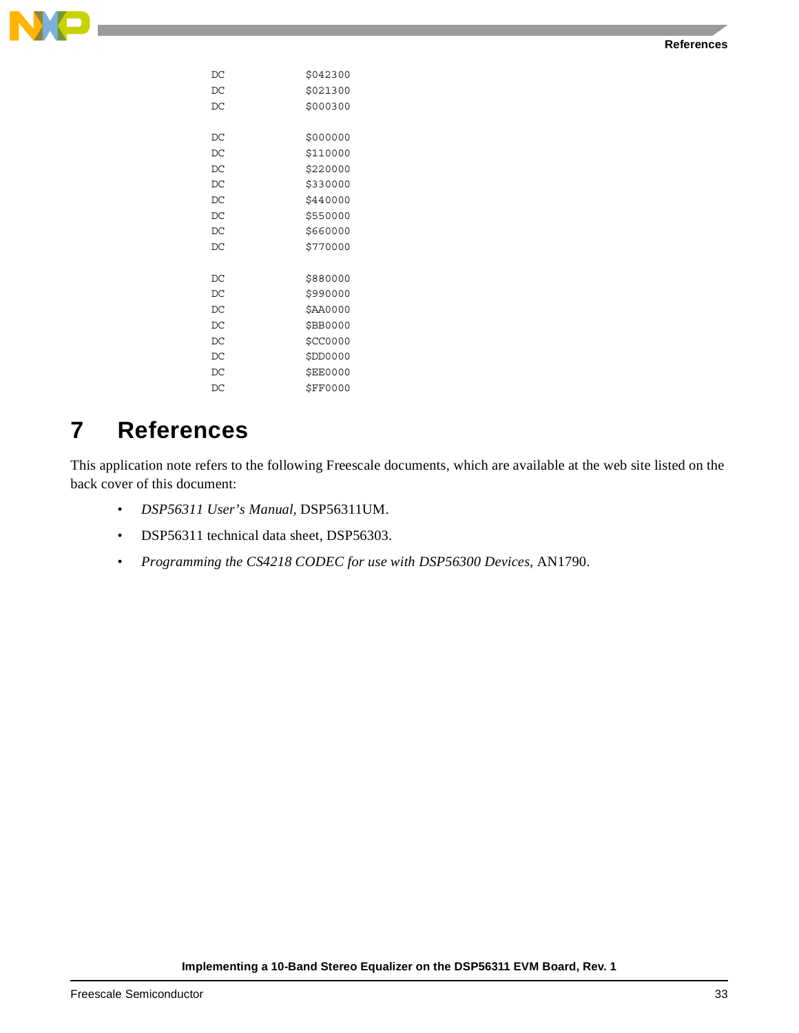```
        DC          $042300
        DC          $021300
        DC          $000300

        DC          $000000
        DC          $110000
        DC          $220000
        DC          $330000
        DC          $440000
        DC          $550000
        DC          $660000
        DC          $770000

        DC          $880000
        DC          $990000
        DC          $AA0000
        DC          $BB0000
        DC          $CC0000
        DC          $DD0000
        DC          $EE0000
        DC          $FF0000
```

# 7 References

This application note refers to the following Freescale documents, which are available at the web site listed on the back cover of this document:

- *DSP56311 User's Manual*, DSP56311UM.
- DSP56311 technical data sheet, DSP56303.
- *Programming the CS4218 CODEC for use with DSP56300 Devices*, AN1790.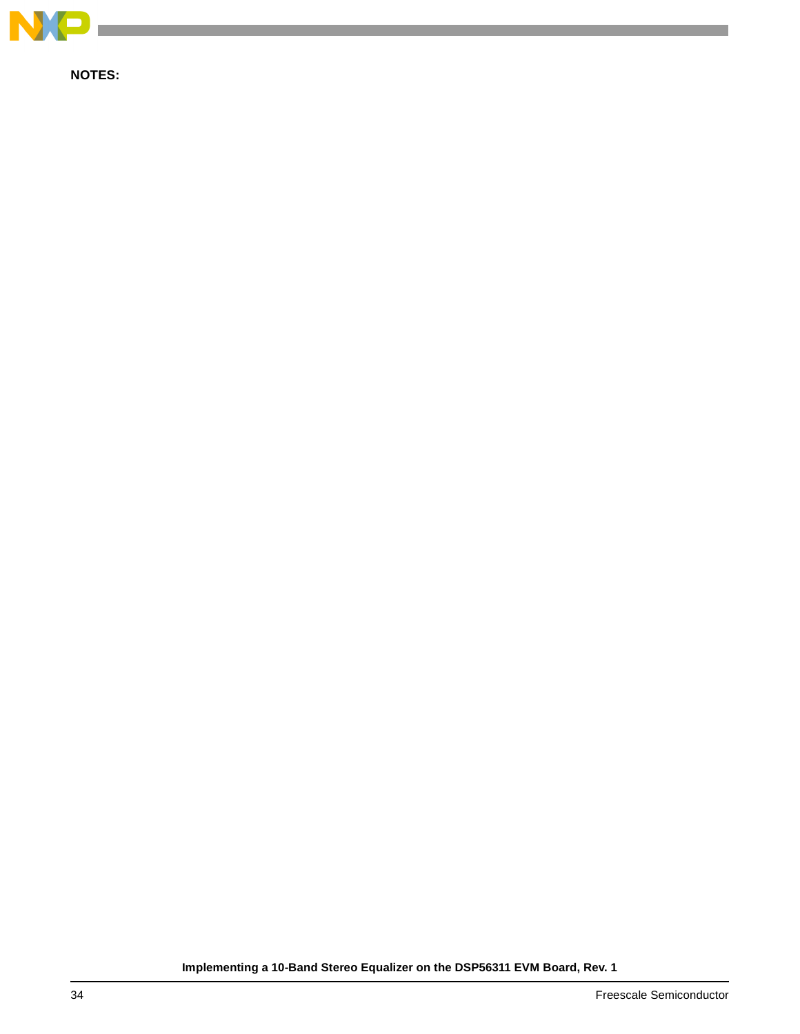**NOTES:**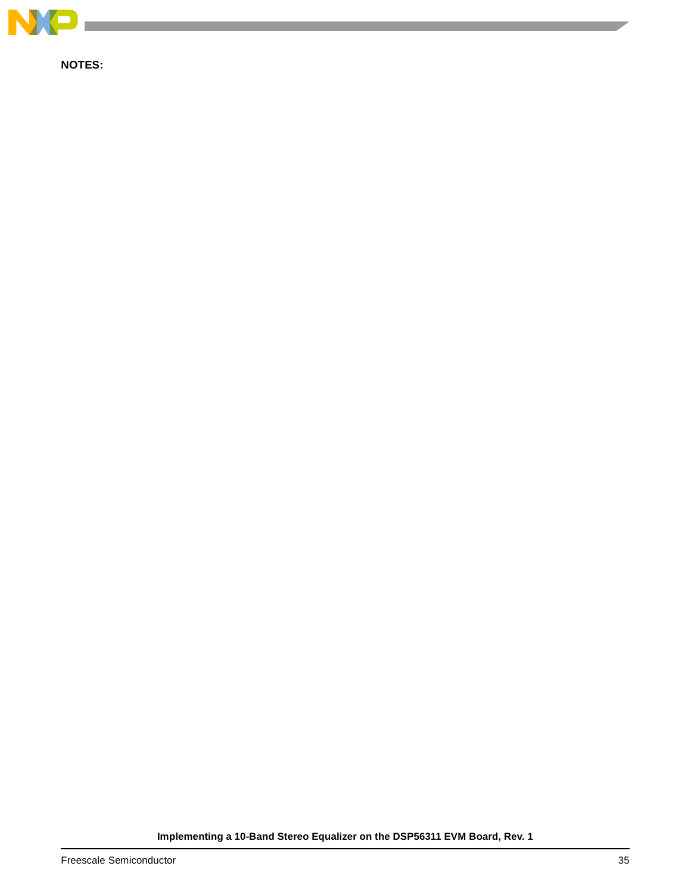**NOTES:**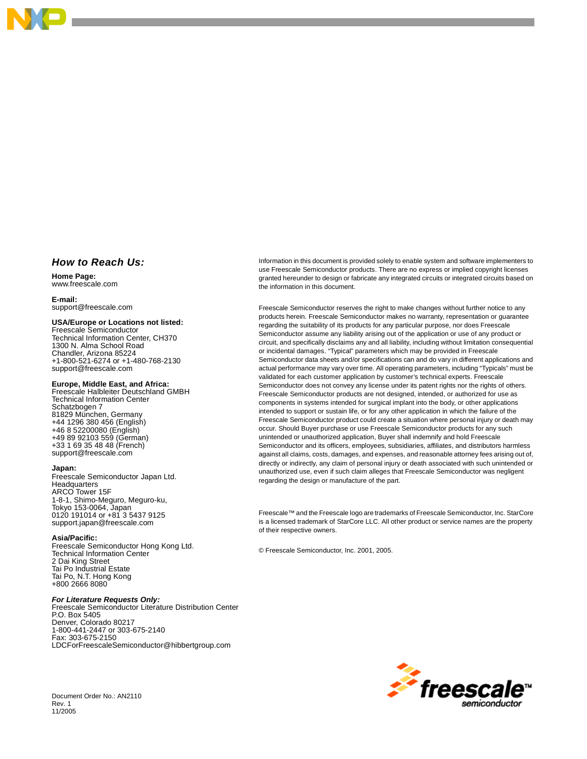## *How to Reach Us:*

**Home Page:**
www.freescale.com

**E-mail:**
support@freescale.com

**USA/Europe or Locations not listed:**
Freescale Semiconductor
Technical Information Center, CH370
1300 N. Alma School Road
Chandler, Arizona 85224
+1-800-521-6274 or +1-480-768-2130
support@freescale.com

**Europe, Middle East, and Africa:**
Freescale Halbleiter Deutschland GMBH
Technical Information Center
Schatzbogen 7
81829 München, Germany
+44 1296 380 456 (English)
+46 8 52200080 (English)
+49 89 92103 559 (German)
+33 1 69 35 48 48 (French)
support@freescale.com

**Japan:**
Freescale Semiconductor Japan Ltd.
Headquarters
ARCO Tower 15F
1-8-1, Shimo-Meguro, Meguro-ku,
Tokyo 153-0064, Japan
0120 191014 or +81 3 5437 9125
support.japan@freescale.com

**Asia/Pacific:**
Freescale Semiconductor Hong Kong Ltd.
Technical Information Center
2 Dai King Street
Tai Po Industrial Estate
Tai Po, N.T. Hong Kong
+800 2666 8080

***For Literature Requests Only:***
Freescale Semiconductor Literature Distribution Center
P.O. Box 5405
Denver, Colorado 80217
1-800-441-2447 or 303-675-2140
Fax: 303-675-2150
LDCForFreescaleSemiconductor@hibbertgroup.com

Information in this document is provided solely to enable system and software implementers to use Freescale Semiconductor products. There are no express or implied copyright licenses granted hereunder to design or fabricate any integrated circuits or integrated circuits based on the information in this document.

Freescale Semiconductor reserves the right to make changes without further notice to any products herein. Freescale Semiconductor makes no warranty, representation or guarantee regarding the suitability of its products for any particular purpose, nor does Freescale Semiconductor assume any liability arising out of the application or use of any product or circuit, and specifically disclaims any and all liability, including without limitation consequential or incidental damages. "Typical" parameters which may be provided in Freescale Semiconductor data sheets and/or specifications can and do vary in different applications and actual performance may vary over time. All operating parameters, including "Typicals" must be validated for each customer application by customer's technical experts. Freescale Semiconductor does not convey any license under its patent rights nor the rights of others. Freescale Semiconductor products are not designed, intended, or authorized for use as components in systems intended for surgical implant into the body, or other applications intended to support or sustain life, or for any other application in which the failure of the Freescale Semiconductor product could create a situation where personal injury or death may occur. Should Buyer purchase or use Freescale Semiconductor products for any such unintended or unauthorized application, Buyer shall indemnify and hold Freescale Semiconductor and its officers, employees, subsidiaries, affiliates, and distributors harmless against all claims, costs, damages, and expenses, and reasonable attorney fees arising out of, directly or indirectly, any claim of personal injury or death associated with such unintended or unauthorized use, even if such claim alleges that Freescale Semiconductor was negligent regarding the design or manufacture of the part.

Freescale™ and the Freescale logo are trademarks of Freescale Semiconductor, Inc. StarCore is a licensed trademark of StarCore LLC. All other product or service names are the property of their respective owners.

© Freescale Semiconductor, Inc. 2001, 2005.

Document Order No.: AN2110
Rev. 1
11/2005